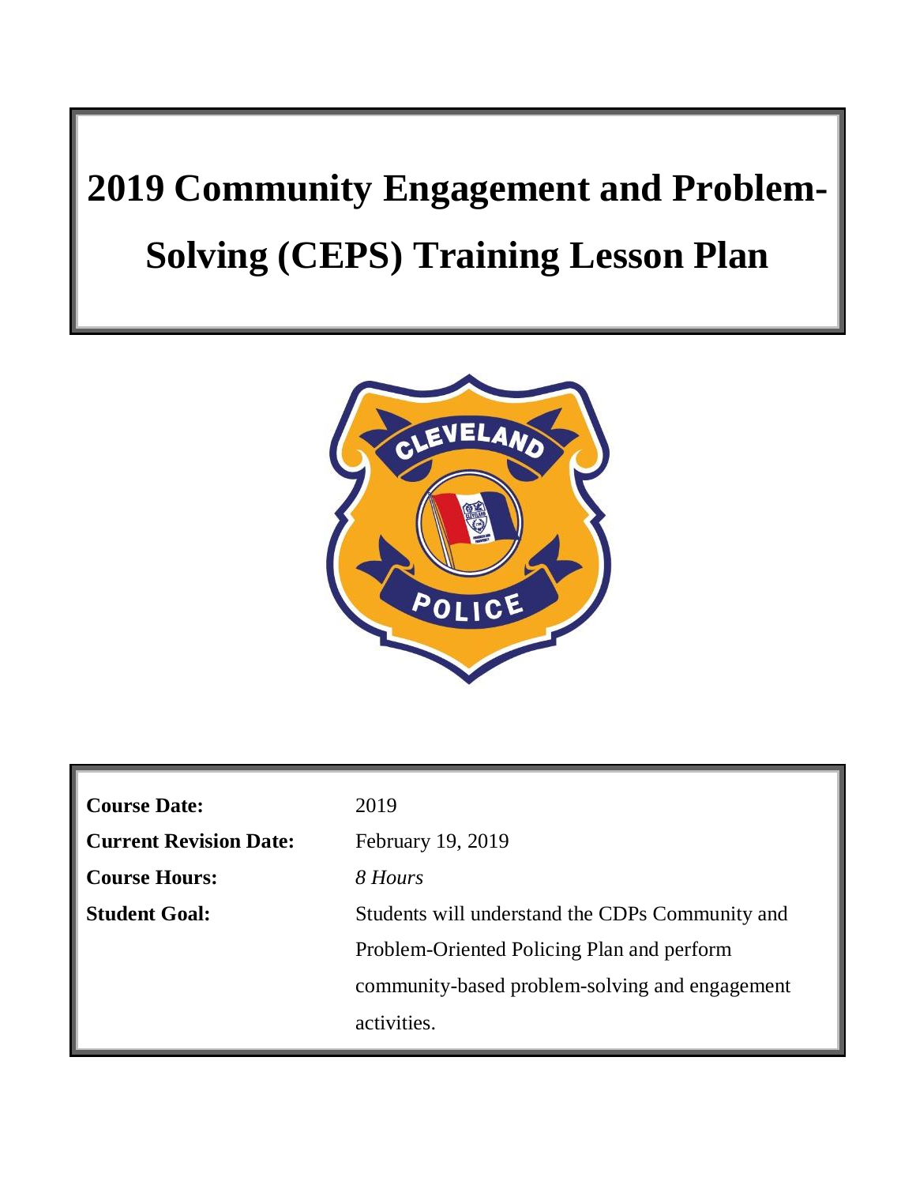# 2019 Community Engagement and Problem-Solving (CEPS) Training Lesson Plan

| | |
|---|---|
| **Course Date:** | 2019 |
| **Current Revision Date:** | February 19, 2019 |
| **Course Hours:** | *8 Hours* |
| **Student Goal:** | Students will understand the CDPs Community and Problem-Oriented Policing Plan and perform community-based problem-solving and engagement activities. |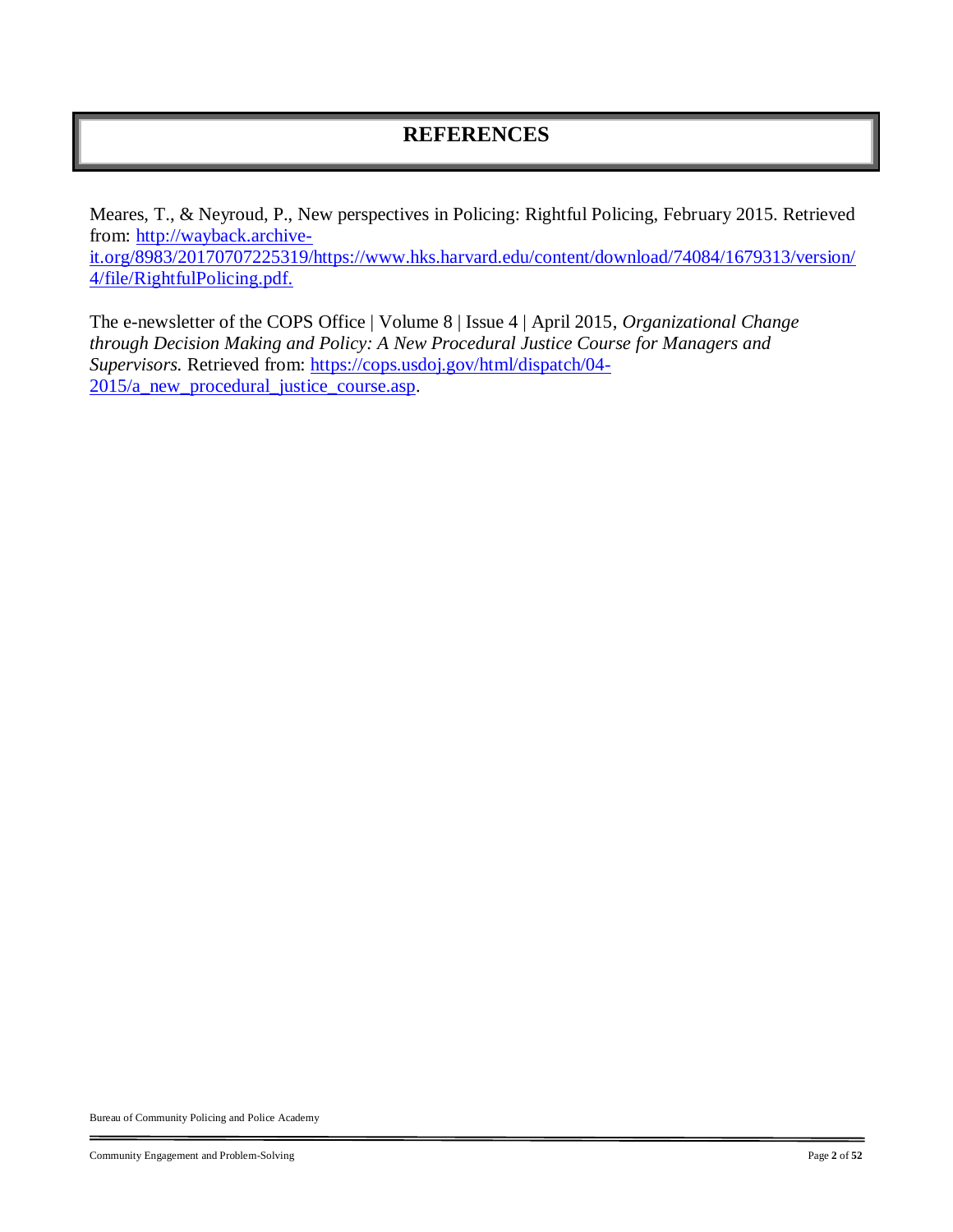# REFERENCES

Meares, T., & Neyroud, P., New perspectives in Policing: Rightful Policing, February 2015. Retrieved from: http://wayback.archive-it.org/8983/20170707225319/https://www.hks.harvard.edu/content/download/74084/1679313/version/4/file/RightfulPolicing.pdf.

The e-newsletter of the COPS Office | Volume 8 | Issue 4 | April 2015, *Organizational Change through Decision Making and Policy: A New Procedural Justice Course for Managers and Supervisors.* Retrieved from: https://cops.usdoj.gov/html/dispatch/04-2015/a_new_procedural_justice_course.asp.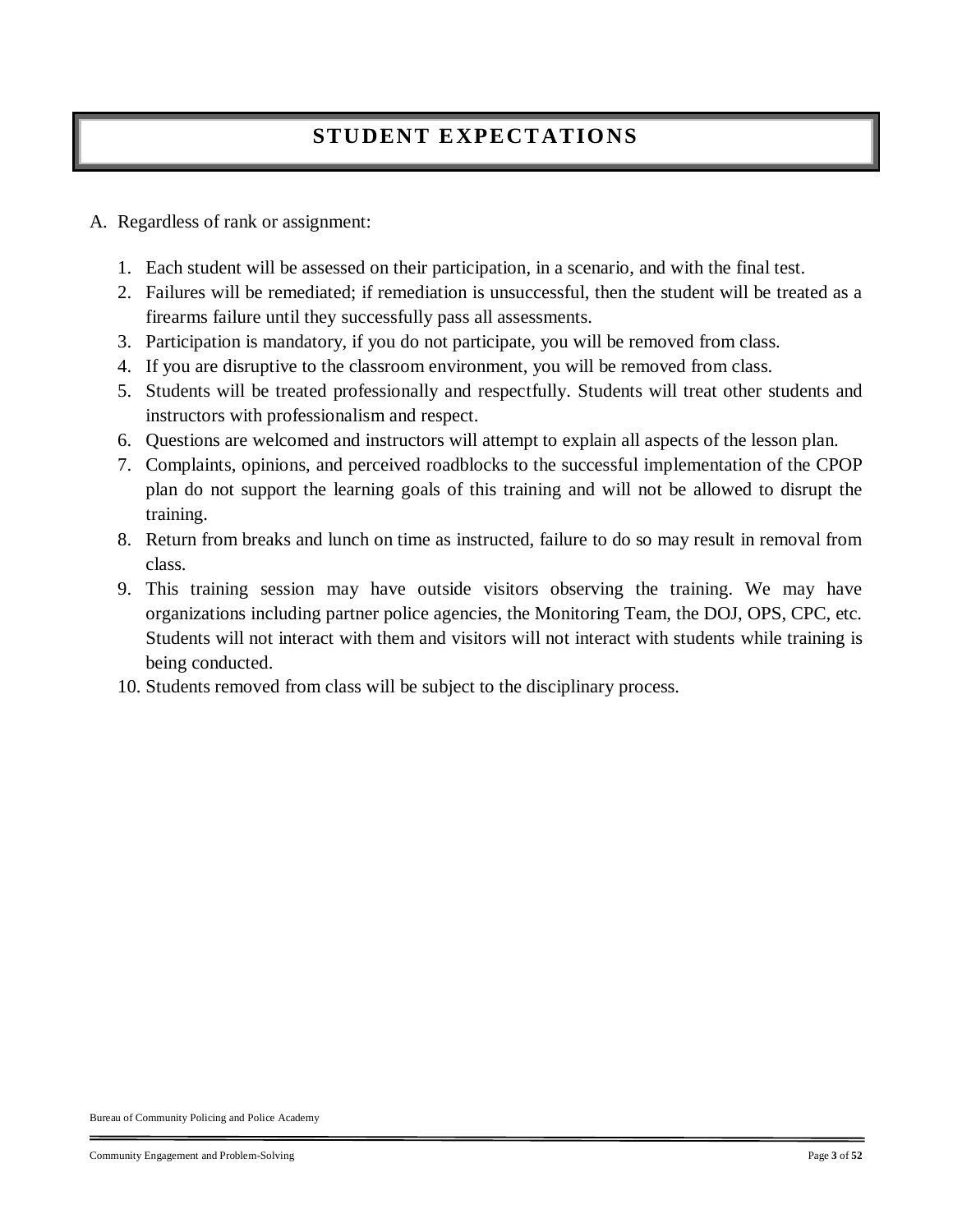# STUDENT EXPECTATIONS

A. Regardless of rank or assignment:

1. Each student will be assessed on their participation, in a scenario, and with the final test.
2. Failures will be remediated; if remediation is unsuccessful, then the student will be treated as a firearms failure until they successfully pass all assessments.
3. Participation is mandatory, if you do not participate, you will be removed from class.
4. If you are disruptive to the classroom environment, you will be removed from class.
5. Students will be treated professionally and respectfully. Students will treat other students and instructors with professionalism and respect.
6. Questions are welcomed and instructors will attempt to explain all aspects of the lesson plan.
7. Complaints, opinions, and perceived roadblocks to the successful implementation of the CPOP plan do not support the learning goals of this training and will not be allowed to disrupt the training.
8. Return from breaks and lunch on time as instructed, failure to do so may result in removal from class.
9. This training session may have outside visitors observing the training. We may have organizations including partner police agencies, the Monitoring Team, the DOJ, OPS, CPC, etc. Students will not interact with them and visitors will not interact with students while training is being conducted.
10. Students removed from class will be subject to the disciplinary process.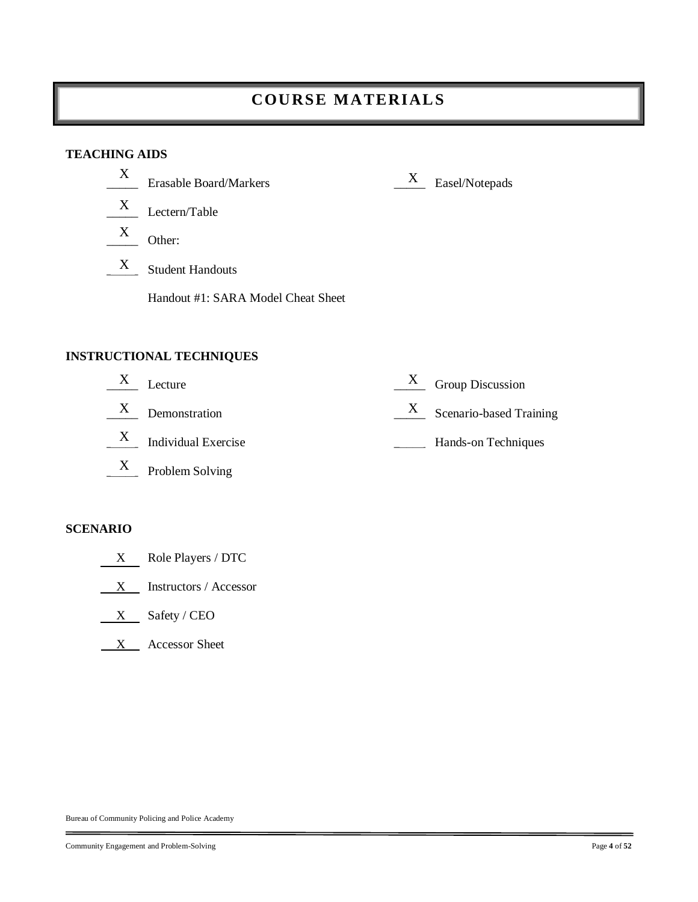# COURSE MATERIALS

**TEACHING AIDS**

- X Erasable Board/Markers
- X Easel/Notepads
- X Lectern/Table
- X Other:
- X Student Handouts

Handout #1: SARA Model Cheat Sheet

**INSTRUCTIONAL TECHNIQUES**

- X Lecture
- X Group Discussion
- X Demonstration
- X Scenario-based Training
- X Individual Exercise
- _____ Hands-on Techniques
- X Problem Solving

**SCENARIO**

- X Role Players / DTC
- X Instructors / Accessor
- X Safety / CEO
- X Accessor Sheet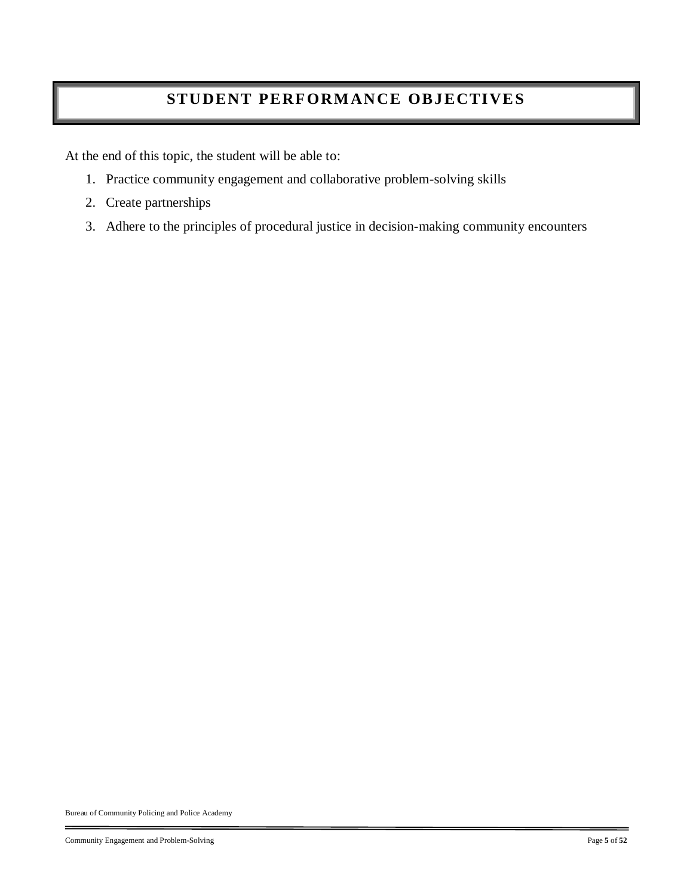# STUDENT PERFORMANCE OBJECTIVES

At the end of this topic, the student will be able to:

1. Practice community engagement and collaborative problem-solving skills
2. Create partnerships
3. Adhere to the principles of procedural justice in decision-making community encounters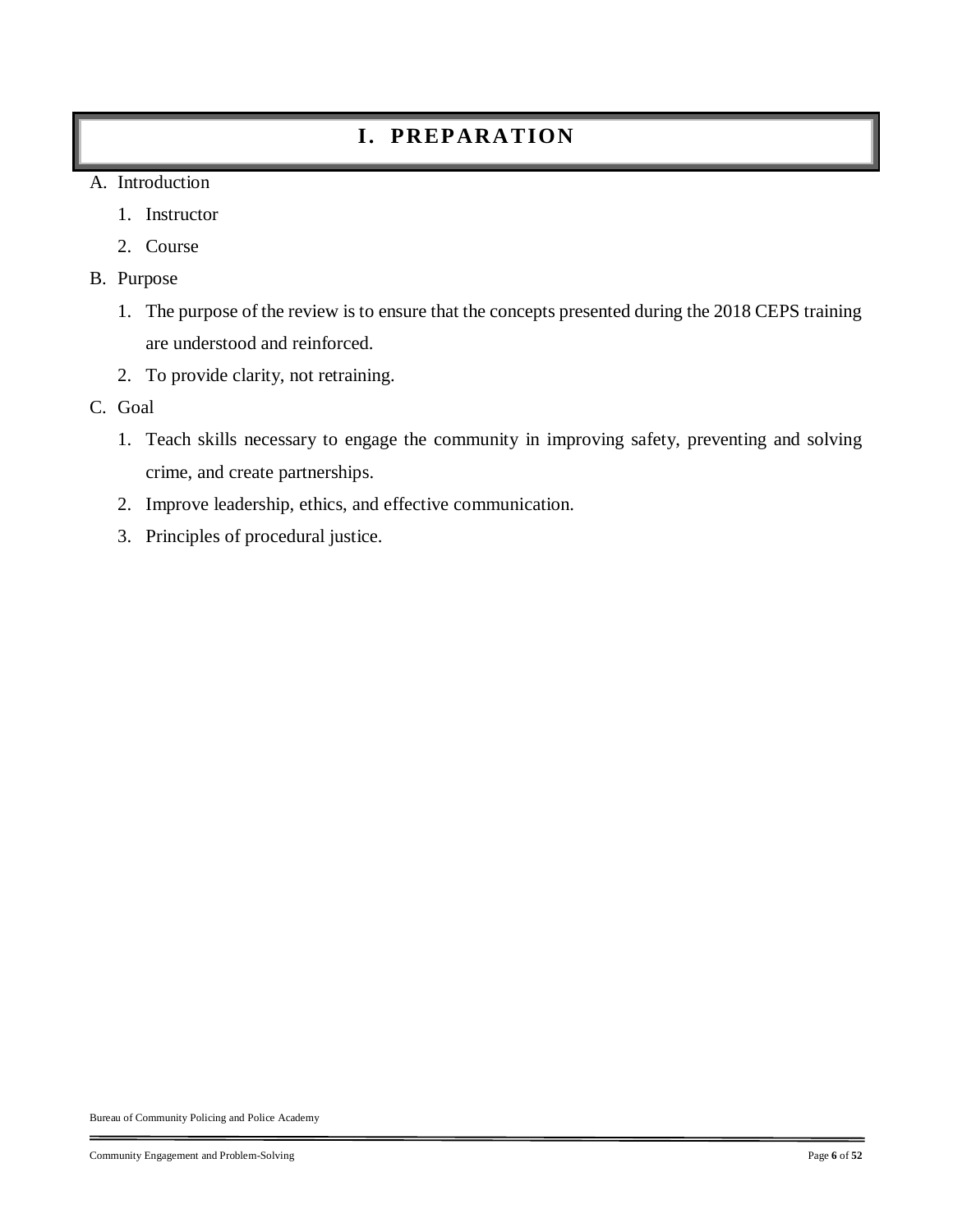# I. PREPARATION

A. Introduction

1. Instructor
2. Course

B. Purpose

1. The purpose of the review is to ensure that the concepts presented during the 2018 CEPS training are understood and reinforced.
2. To provide clarity, not retraining.

C. Goal

1. Teach skills necessary to engage the community in improving safety, preventing and solving crime, and create partnerships.
2. Improve leadership, ethics, and effective communication.
3. Principles of procedural justice.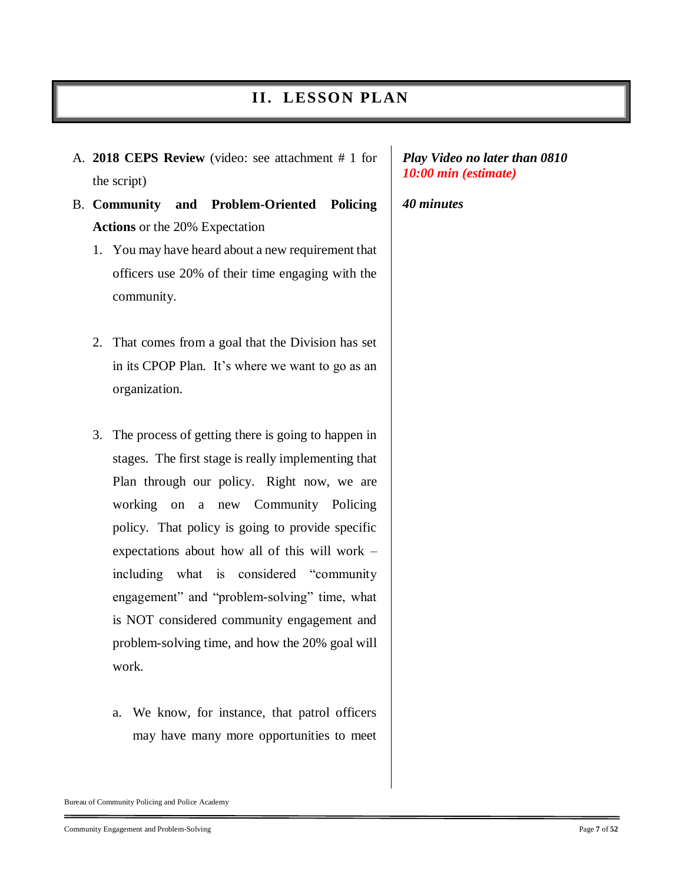## II. LESSON PLAN

A. **2018 CEPS Review** (video: see attachment # 1 for the script)

*Play Video no later than 0810*
*10:00 min (estimate)*

B. **Community and Problem-Oriented Policing Actions** or the 20% Expectation

*40 minutes*

1. You may have heard about a new requirement that officers use 20% of their time engaging with the community.

2. That comes from a goal that the Division has set in its CPOP Plan. It's where we want to go as an organization.

3. The process of getting there is going to happen in stages. The first stage is really implementing that Plan through our policy. Right now, we are working on a new Community Policing policy. That policy is going to provide specific expectations about how all of this will work – including what is considered "community engagement" and "problem-solving" time, what is NOT considered community engagement and problem-solving time, and how the 20% goal will work.

   a. We know, for instance, that patrol officers may have many more opportunities to meet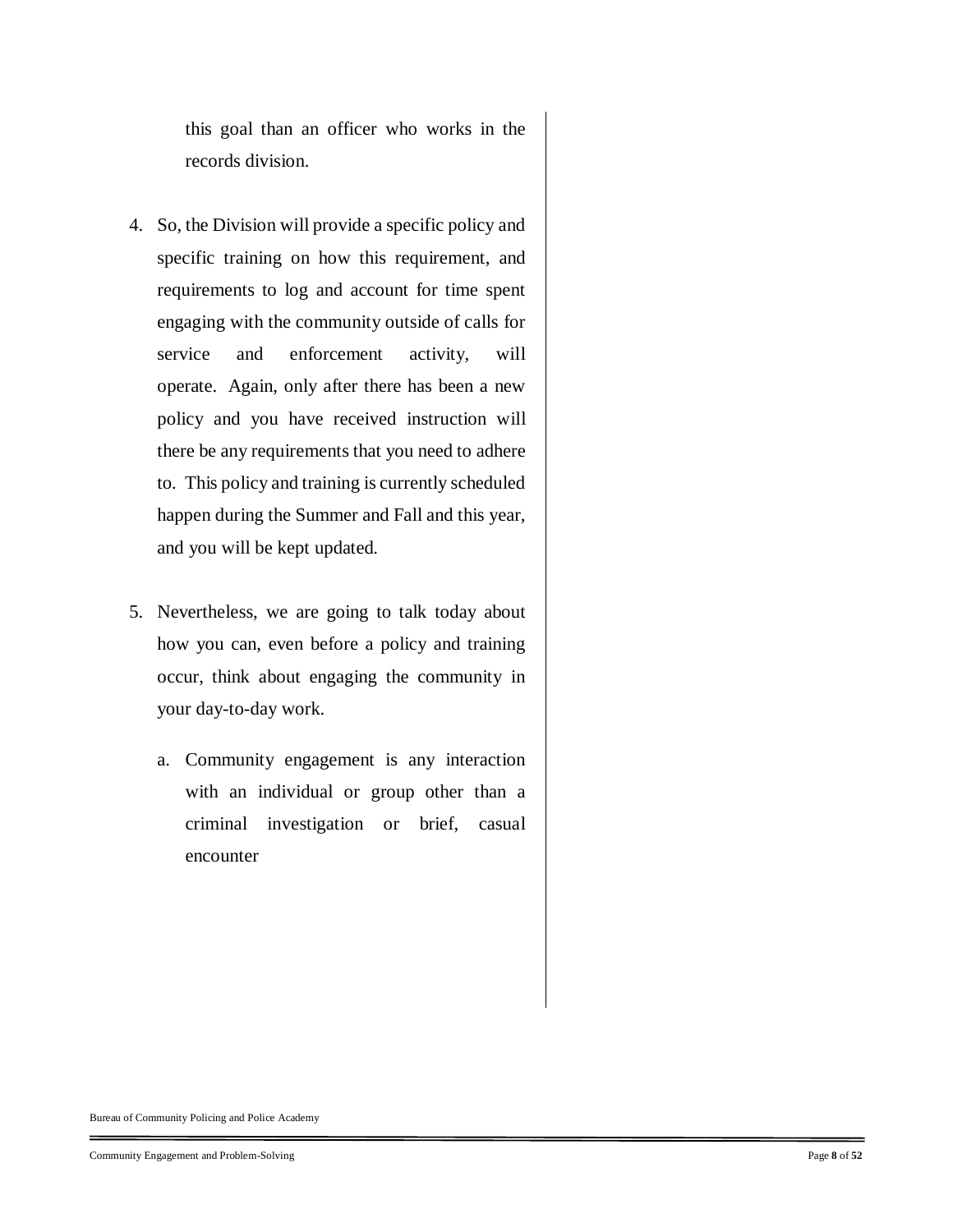this goal than an officer who works in the records division.

4. So, the Division will provide a specific policy and specific training on how this requirement, and requirements to log and account for time spent engaging with the community outside of calls for service and enforcement activity, will operate. Again, only after there has been a new policy and you have received instruction will there be any requirements that you need to adhere to. This policy and training is currently scheduled happen during the Summer and Fall and this year, and you will be kept updated.

5. Nevertheless, we are going to talk today about how you can, even before a policy and training occur, think about engaging the community in your day-to-day work.

   a. Community engagement is any interaction with an individual or group other than a criminal investigation or brief, casual encounter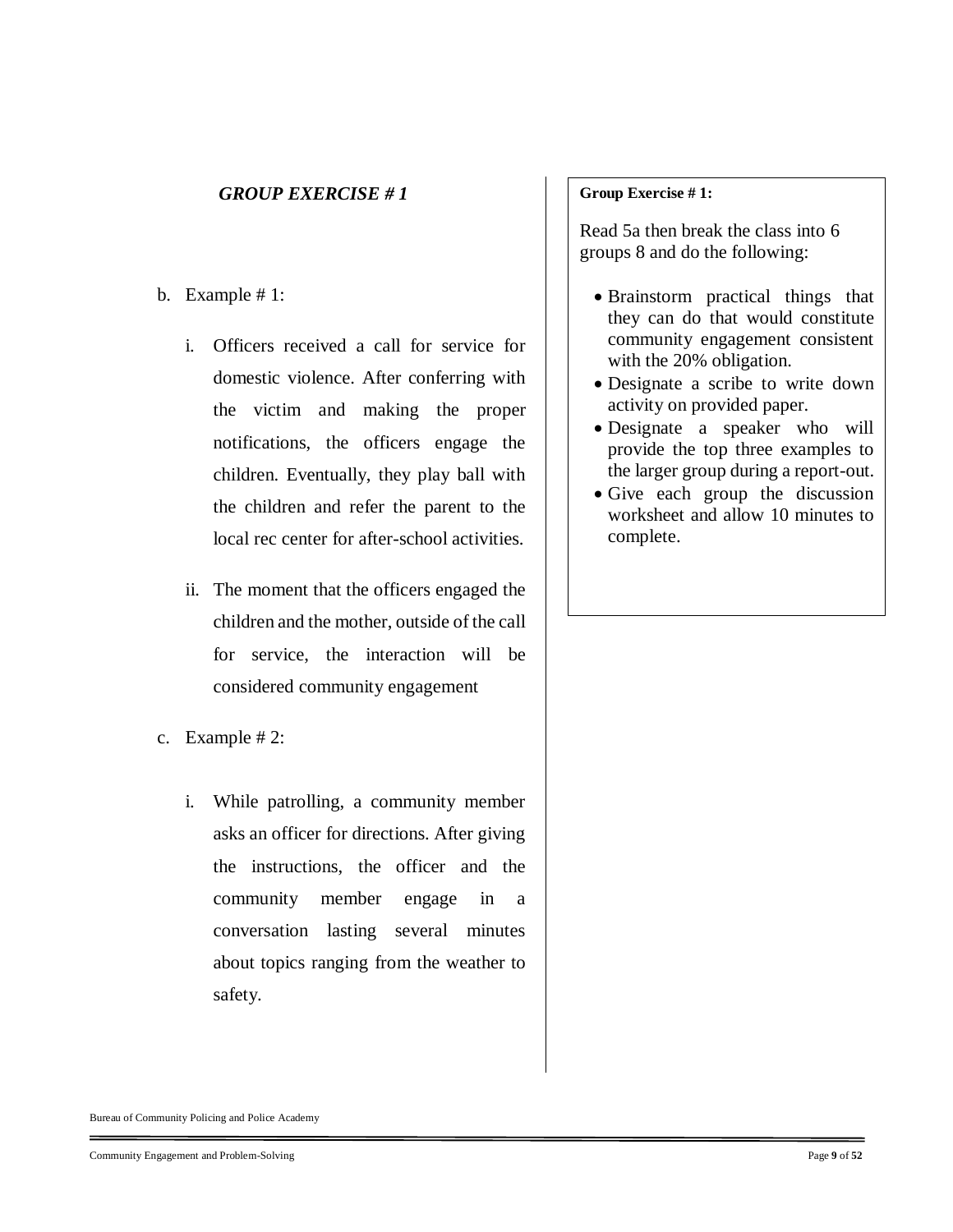***GROUP EXERCISE # 1***

b. Example # 1:

   i. Officers received a call for service for domestic violence. After conferring with the victim and making the proper notifications, the officers engage the children. Eventually, they play ball with the children and refer the parent to the local rec center for after-school activities.

   ii. The moment that the officers engaged the children and the mother, outside of the call for service, the interaction will be considered community engagement

c. Example # 2:

   i. While patrolling, a community member asks an officer for directions. After giving the instructions, the officer and the community member engage in a conversation lasting several minutes about topics ranging from the weather to safety.

**Group Exercise # 1:**

Read 5a then break the class into 6 groups 8 and do the following:

- Brainstorm practical things that they can do that would constitute community engagement consistent with the 20% obligation.
- Designate a scribe to write down activity on provided paper.
- Designate a speaker who will provide the top three examples to the larger group during a report-out.
- Give each group the discussion worksheet and allow 10 minutes to complete.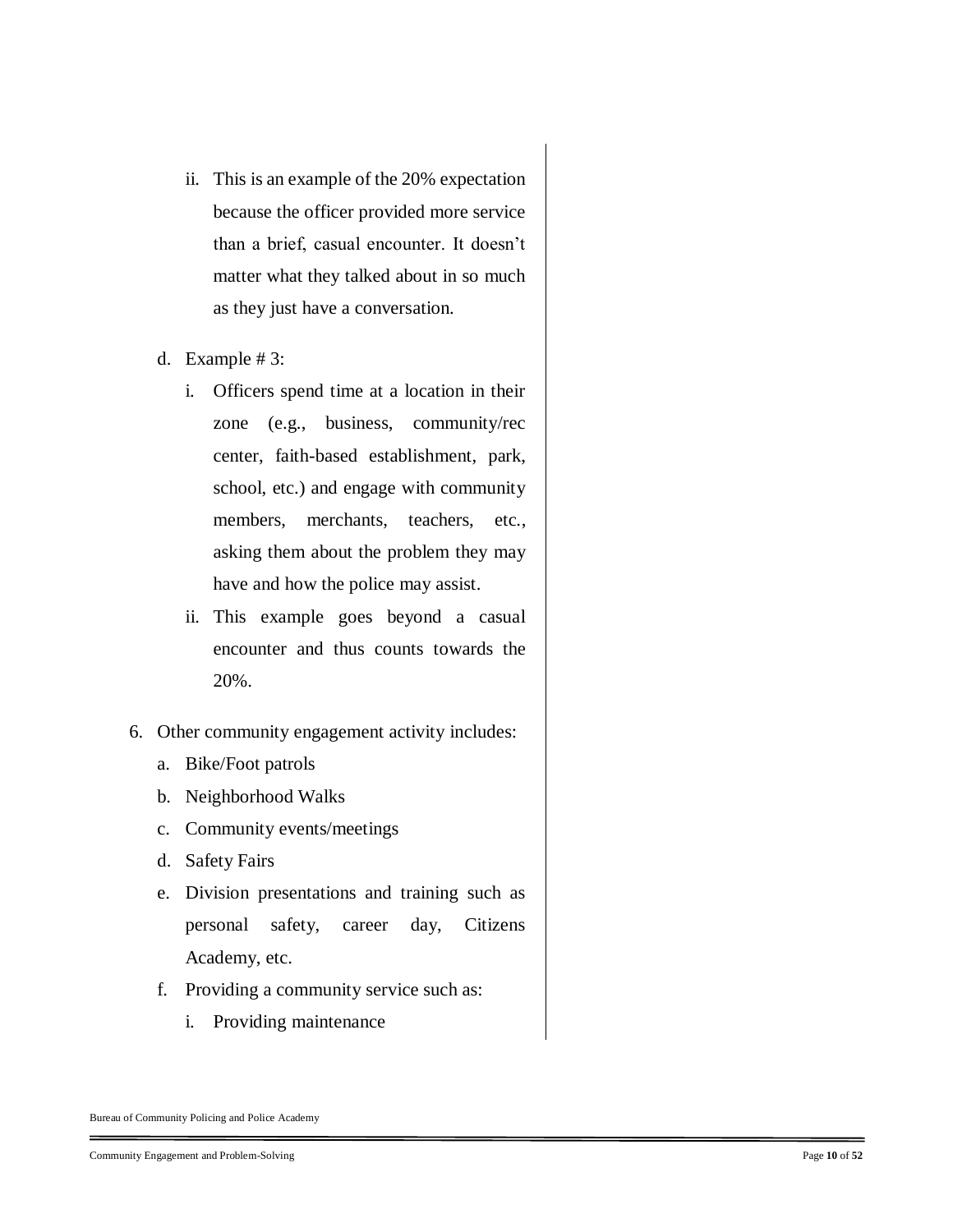ii. This is an example of the 20% expectation because the officer provided more service than a brief, casual encounter. It doesn't matter what they talked about in so much as they just have a conversation.

d. Example # 3:

   i. Officers spend time at a location in their zone (e.g., business, community/rec center, faith-based establishment, park, school, etc.) and engage with community members, merchants, teachers, etc., asking them about the problem they may have and how the police may assist.

   ii. This example goes beyond a casual encounter and thus counts towards the 20%.

6. Other community engagement activity includes:

   a. Bike/Foot patrols
   b. Neighborhood Walks
   c. Community events/meetings
   d. Safety Fairs
   e. Division presentations and training such as personal safety, career day, Citizens Academy, etc.
   f. Providing a community service such as:

      i. Providing maintenance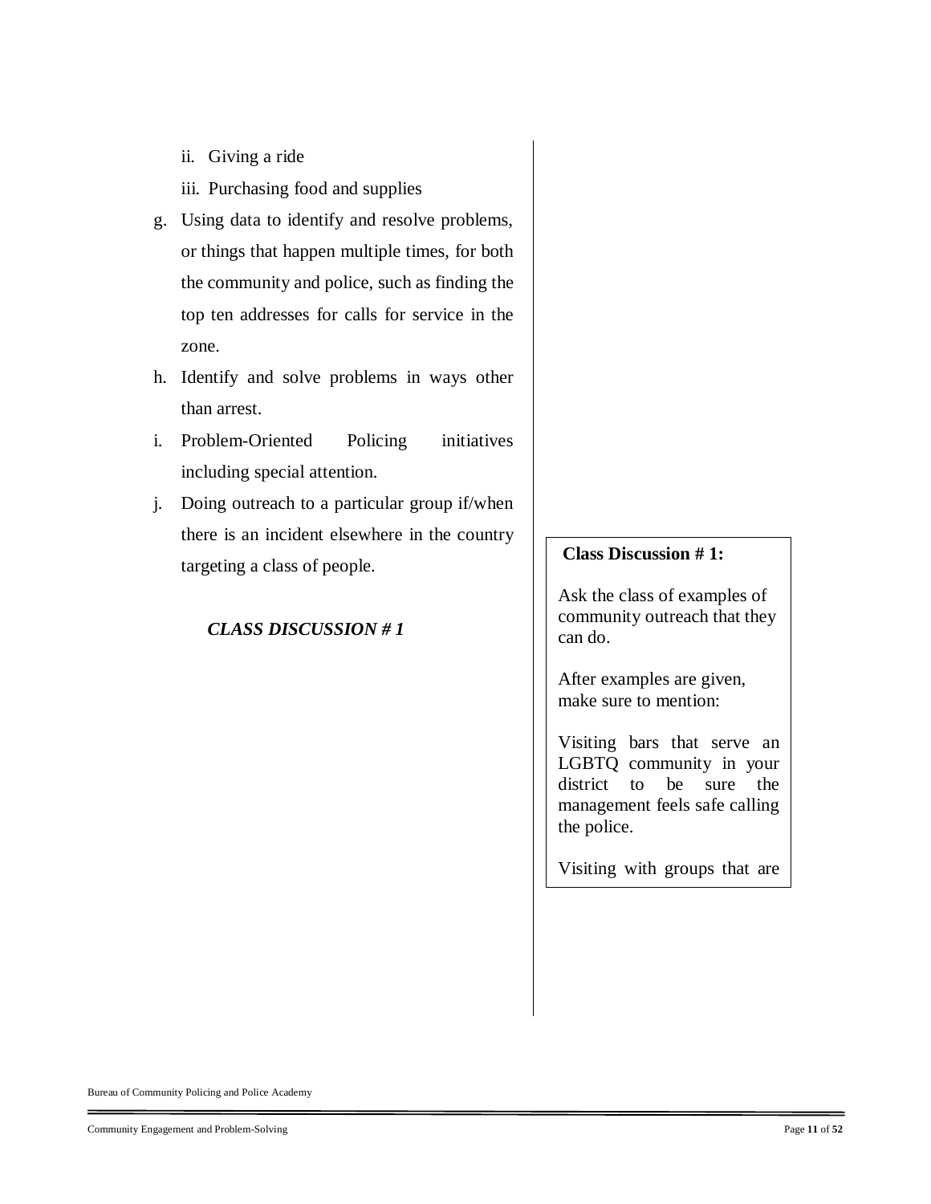ii. Giving a ride

iii. Purchasing food and supplies

g. Using data to identify and resolve problems, or things that happen multiple times, for both the community and police, such as finding the top ten addresses for calls for service in the zone.

h. Identify and solve problems in ways other than arrest.

i. Problem-Oriented Policing initiatives including special attention.

j. Doing outreach to a particular group if/when there is an incident elsewhere in the country targeting a class of people.

***CLASS DISCUSSION # 1***

**Class Discussion # 1:**

Ask the class of examples of community outreach that they can do.

After examples are given, make sure to mention:

Visiting bars that serve an LGBTQ community in your district to be sure the management feels safe calling the police.

Visiting with groups that are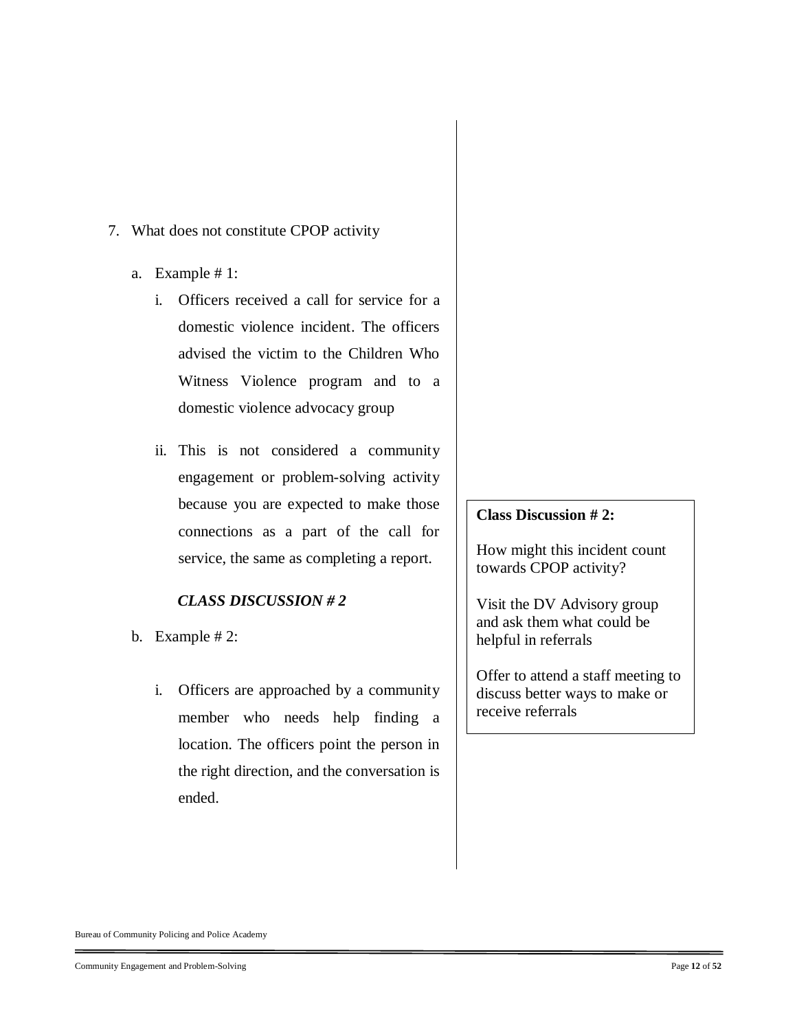7. What does not constitute CPOP activity

   a. Example # 1:

      i. Officers received a call for service for a domestic violence incident. The officers advised the victim to the Children Who Witness Violence program and to a domestic violence advocacy group

      ii. This is not considered a community engagement or problem-solving activity because you are expected to make those connections as a part of the call for service, the same as completing a report.

      ***CLASS DISCUSSION # 2***

   b. Example # 2:

      i. Officers are approached by a community member who needs help finding a location. The officers point the person in the right direction, and the conversation is ended.

> **Class Discussion # 2:**
>
> How might this incident count towards CPOP activity?
>
> Visit the DV Advisory group and ask them what could be helpful in referrals
>
> Offer to attend a staff meeting to discuss better ways to make or receive referrals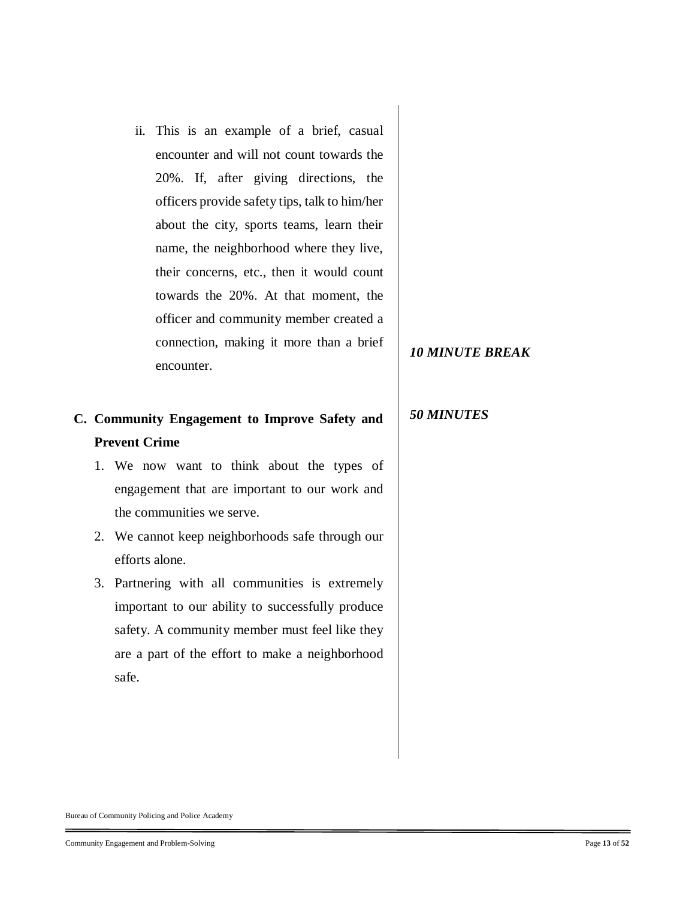ii. This is an example of a brief, casual encounter and will not count towards the 20%. If, after giving directions, the officers provide safety tips, talk to him/her about the city, sports teams, learn their name, the neighborhood where they live, their concerns, etc., then it would count towards the 20%. At that moment, the officer and community member created a connection, making it more than a brief encounter.

***10 MINUTE BREAK***

## C. Community Engagement to Improve Safety and Prevent Crime

***50 MINUTES***

1. We now want to think about the types of engagement that are important to our work and the communities we serve.
2. We cannot keep neighborhoods safe through our efforts alone.
3. Partnering with all communities is extremely important to our ability to successfully produce safety. A community member must feel like they are a part of the effort to make a neighborhood safe.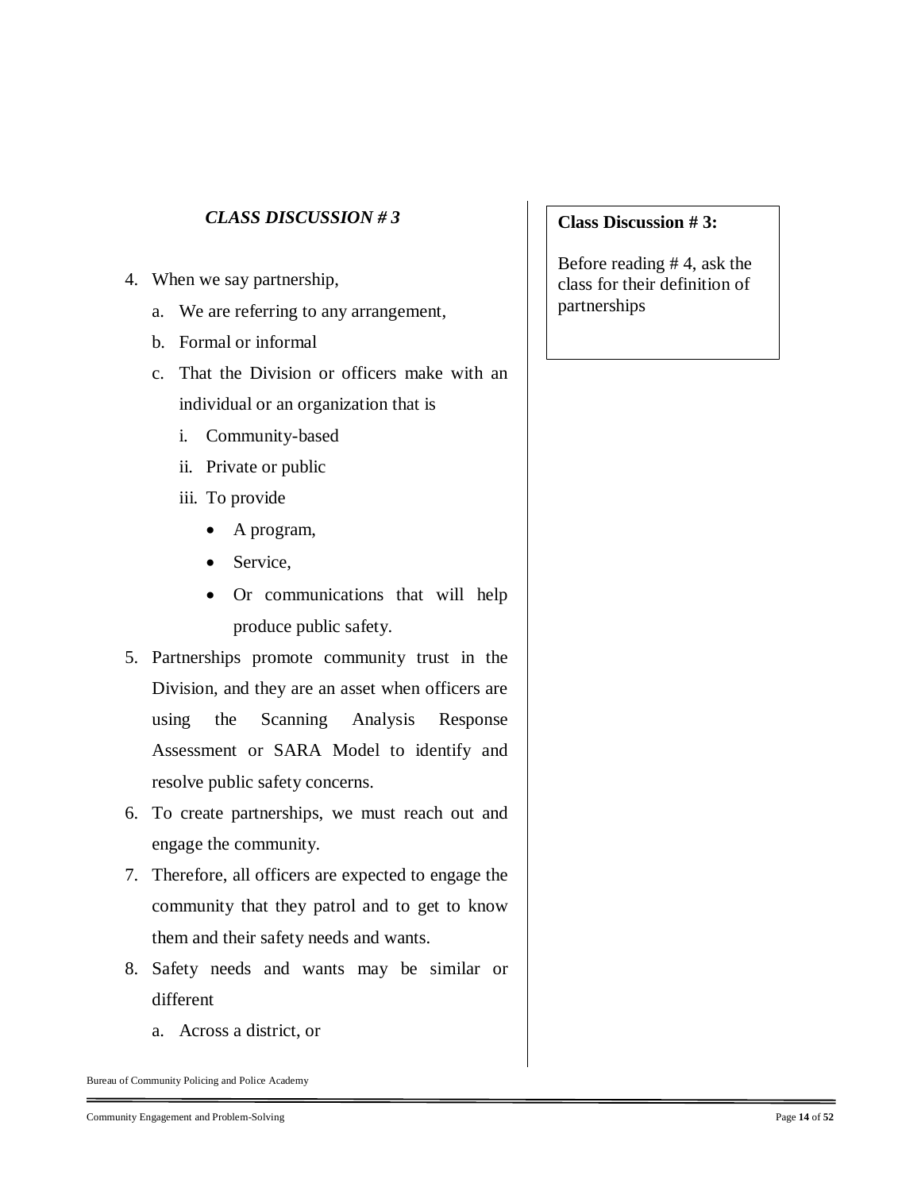*CLASS DISCUSSION # 3*

4. When we say partnership,
   a. We are referring to any arrangement,
   b. Formal or informal
   c. That the Division or officers make with an individual or an organization that is
      i. Community-based
      ii. Private or public
      iii. To provide
         - A program,
         - Service,
         - Or communications that will help produce public safety.
5. Partnerships promote community trust in the Division, and they are an asset when officers are using the Scanning Analysis Response Assessment or SARA Model to identify and resolve public safety concerns.
6. To create partnerships, we must reach out and engage the community.
7. Therefore, all officers are expected to engage the community that they patrol and to get to know them and their safety needs and wants.
8. Safety needs and wants may be similar or different
   a. Across a district, or

**Class Discussion # 3:**

Before reading # 4, ask the class for their definition of partnerships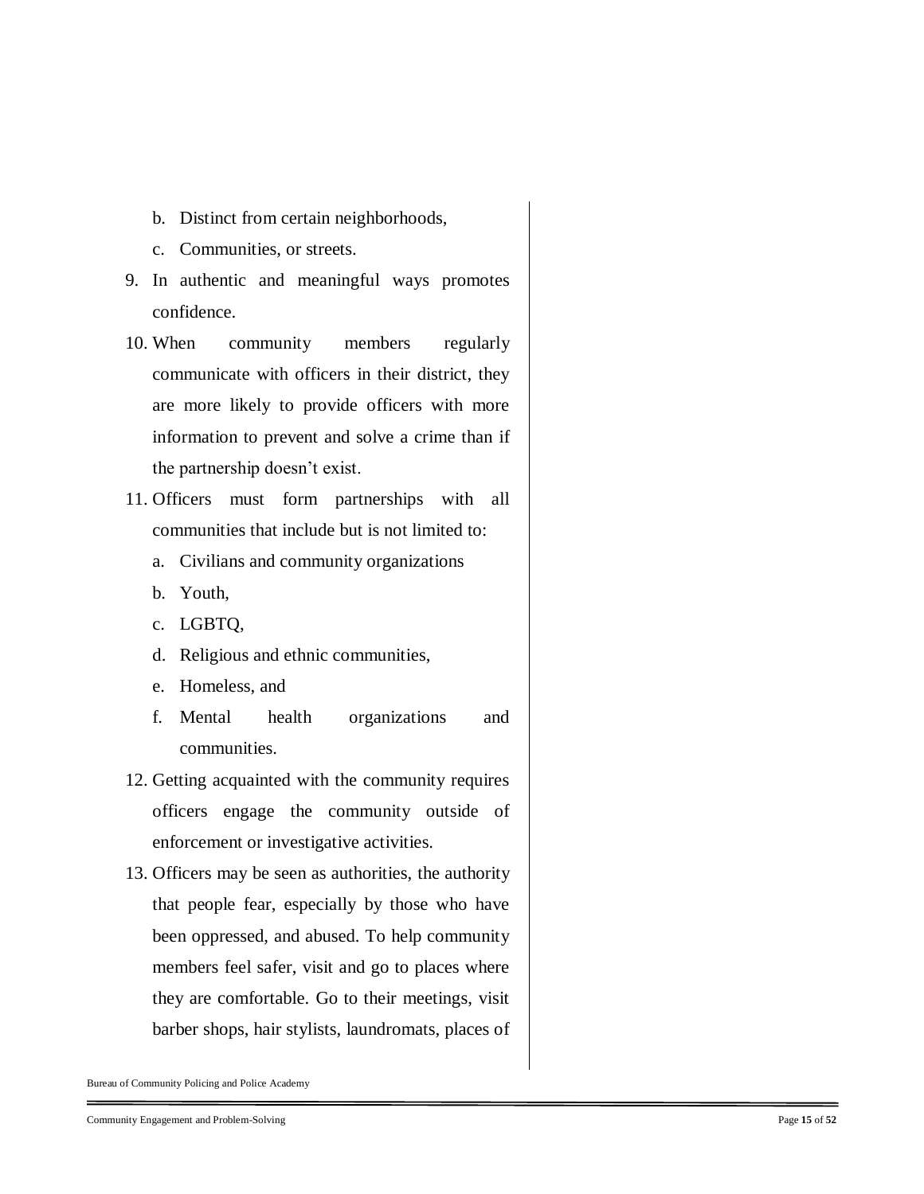b. Distinct from certain neighborhoods,
   c. Communities, or streets.

9. In authentic and meaningful ways promotes confidence.
10. When community members regularly communicate with officers in their district, they are more likely to provide officers with more information to prevent and solve a crime than if the partnership doesn't exist.
11. Officers must form partnerships with all communities that include but is not limited to:
    a. Civilians and community organizations
    b. Youth,
    c. LGBTQ,
    d. Religious and ethnic communities,
    e. Homeless, and
    f. Mental health organizations and communities.
12. Getting acquainted with the community requires officers engage the community outside of enforcement or investigative activities.
13. Officers may be seen as authorities, the authority that people fear, especially by those who have been oppressed, and abused. To help community members feel safer, visit and go to places where they are comfortable. Go to their meetings, visit barber shops, hair stylists, laundromats, places of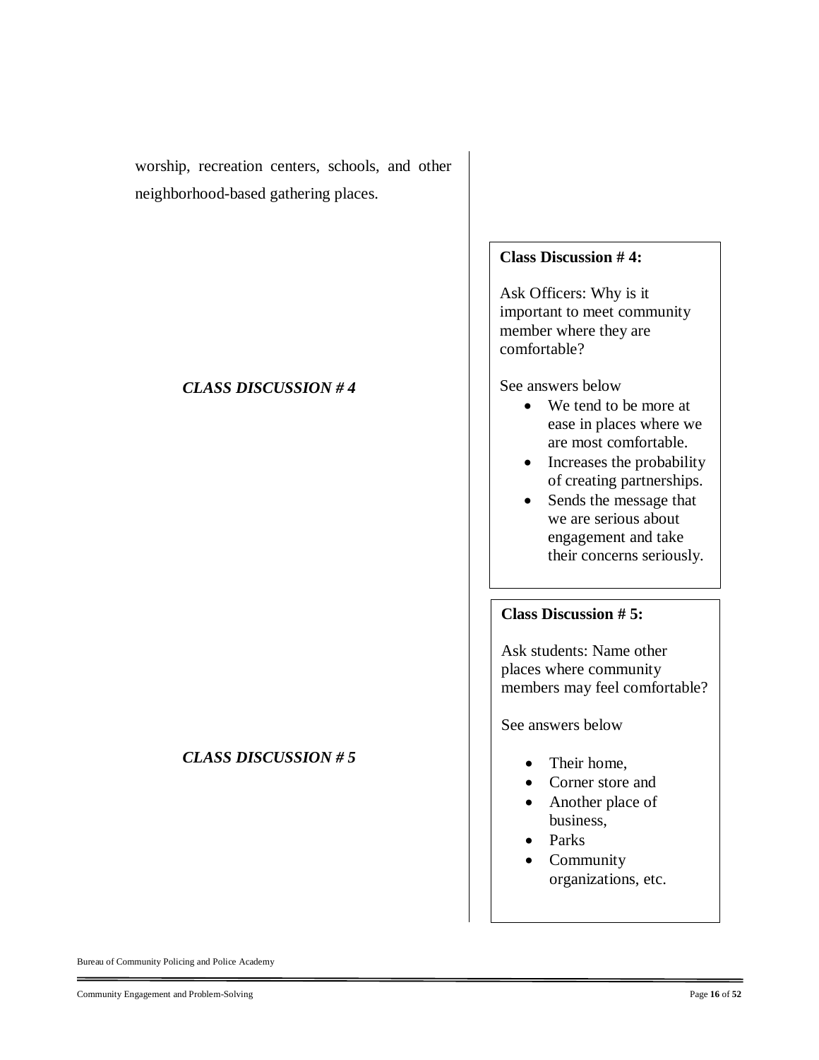worship, recreation centers, schools, and other neighborhood-based gathering places.

***CLASS DISCUSSION # 4***

**Class Discussion # 4:**

Ask Officers: Why is it important to meet community member where they are comfortable?

See answers below

- We tend to be more at ease in places where we are most comfortable.
- Increases the probability of creating partnerships.
- Sends the message that we are serious about engagement and take their concerns seriously.

***CLASS DISCUSSION # 5***

**Class Discussion # 5:**

Ask students: Name other places where community members may feel comfortable?

See answers below

- Their home,
- Corner store and
- Another place of business,
- Parks
- Community organizations, etc.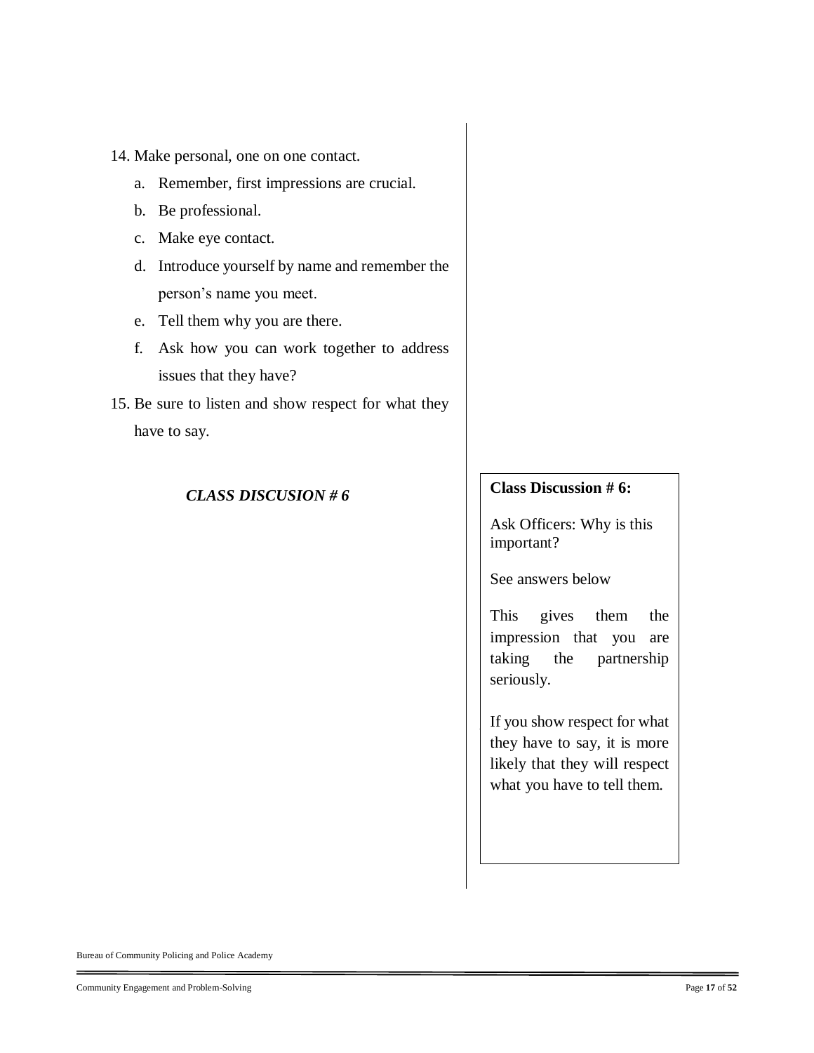14. Make personal, one on one contact.
    a. Remember, first impressions are crucial.
    b. Be professional.
    c. Make eye contact.
    d. Introduce yourself by name and remember the person's name you meet.
    e. Tell them why you are there.
    f. Ask how you can work together to address issues that they have?
15. Be sure to listen and show respect for what they have to say.

***CLASS DISCUSION # 6***

**Class Discussion # 6:**

Ask Officers: Why is this important?

See answers below

This gives them the impression that you are taking the partnership seriously.

If you show respect for what they have to say, it is more likely that they will respect what you have to tell them.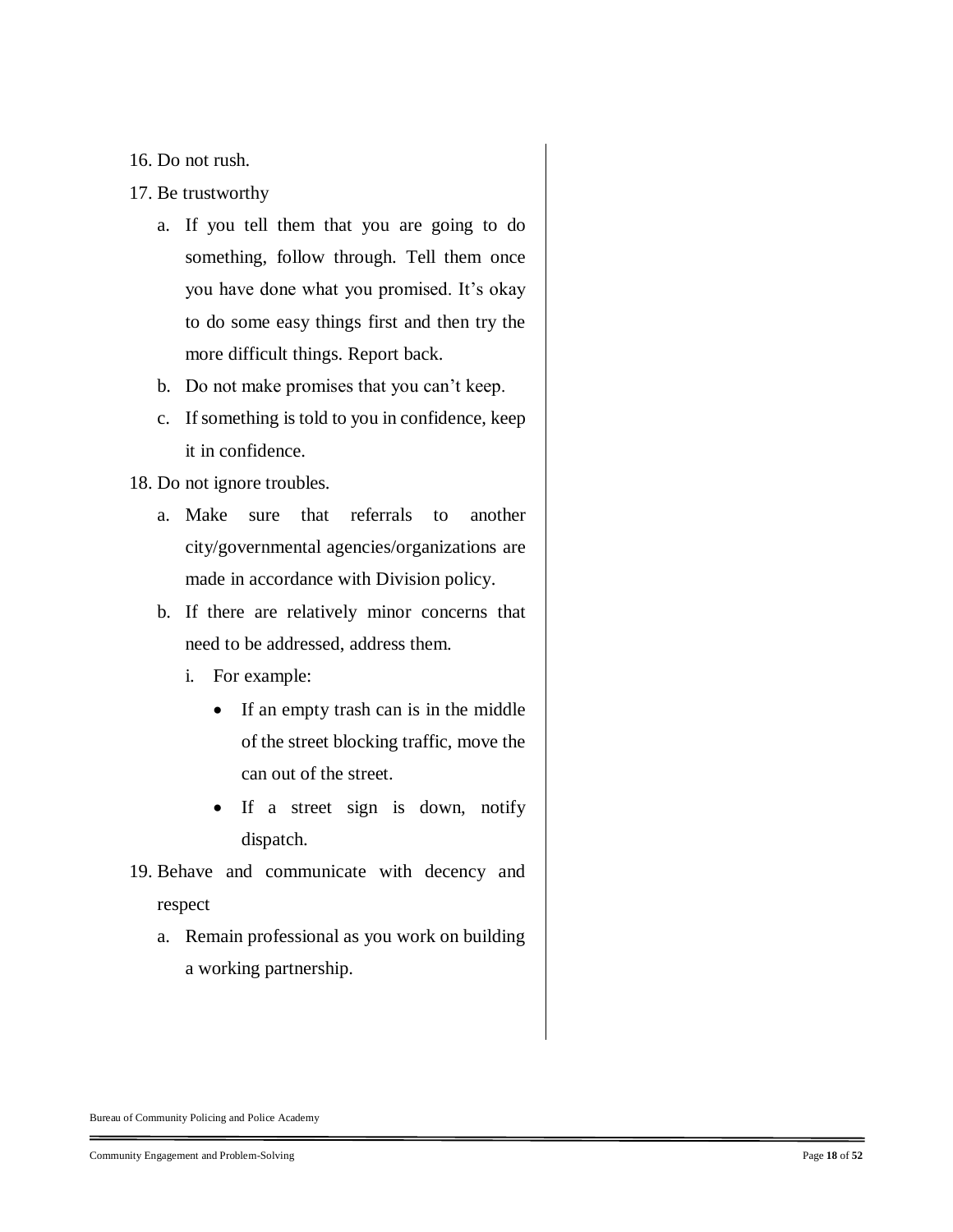16. Do not rush.
17. Be trustworthy
    a. If you tell them that you are going to do something, follow through. Tell them once you have done what you promised. It's okay to do some easy things first and then try the more difficult things. Report back.
    b. Do not make promises that you can't keep.
    c. If something is told to you in confidence, keep it in confidence.
18. Do not ignore troubles.
    a. Make sure that referrals to another city/governmental agencies/organizations are made in accordance with Division policy.
    b. If there are relatively minor concerns that need to be addressed, address them.
       i. For example:
          - If an empty trash can is in the middle of the street blocking traffic, move the can out of the street.
          - If a street sign is down, notify dispatch.
19. Behave and communicate with decency and respect
    a. Remain professional as you work on building a working partnership.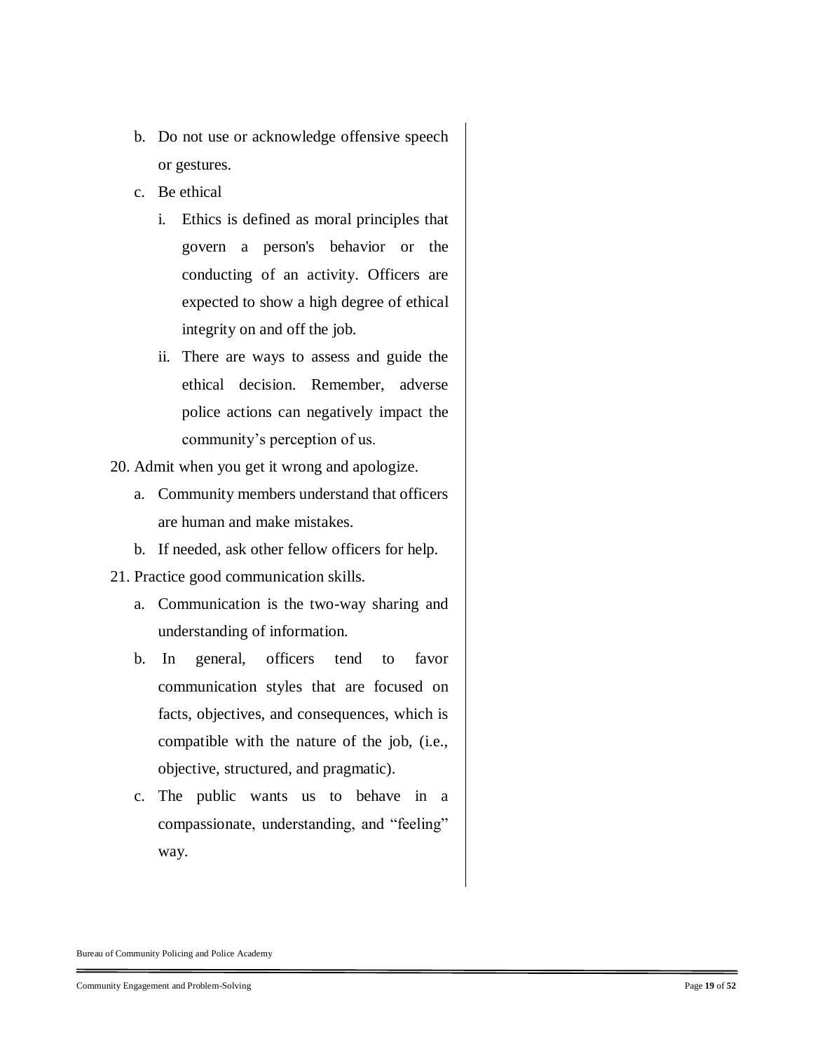b. Do not use or acknowledge offensive speech or gestures.
   c. Be ethical
      i. Ethics is defined as moral principles that govern a person's behavior or the conducting of an activity. Officers are expected to show a high degree of ethical integrity on and off the job.
      ii. There are ways to assess and guide the ethical decision. Remember, adverse police actions can negatively impact the community's perception of us.

20. Admit when you get it wrong and apologize.
   a. Community members understand that officers are human and make mistakes.
   b. If needed, ask other fellow officers for help.
21. Practice good communication skills.
   a. Communication is the two-way sharing and understanding of information.
   b. In general, officers tend to favor communication styles that are focused on facts, objectives, and consequences, which is compatible with the nature of the job, (i.e., objective, structured, and pragmatic).
   c. The public wants us to behave in a compassionate, understanding, and "feeling" way.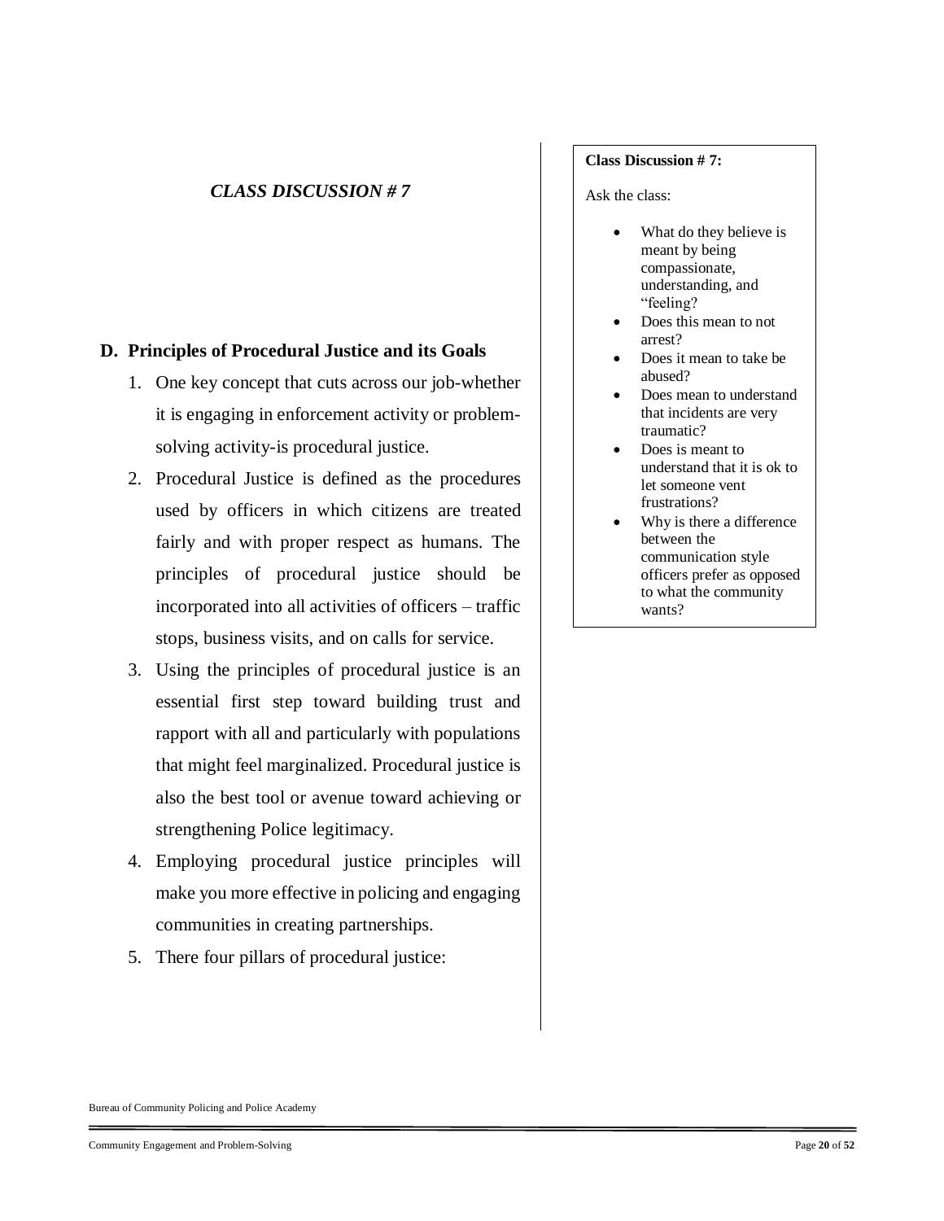*CLASS DISCUSSION # 7*

**Class Discussion # 7:**

Ask the class:

- What do they believe is meant by being compassionate, understanding, and "feeling?
- Does this mean to not arrest?
- Does it mean to take be abused?
- Does mean to understand that incidents are very traumatic?
- Does is meant to understand that it is ok to let someone vent frustrations?
- Why is there a difference between the communication style officers prefer as opposed to what the community wants?

**D. Principles of Procedural Justice and its Goals**

1. One key concept that cuts across our job-whether it is engaging in enforcement activity or problem-solving activity-is procedural justice.
2. Procedural Justice is defined as the procedures used by officers in which citizens are treated fairly and with proper respect as humans. The principles of procedural justice should be incorporated into all activities of officers – traffic stops, business visits, and on calls for service.
3. Using the principles of procedural justice is an essential first step toward building trust and rapport with all and particularly with populations that might feel marginalized. Procedural justice is also the best tool or avenue toward achieving or strengthening Police legitimacy.
4. Employing procedural justice principles will make you more effective in policing and engaging communities in creating partnerships.
5. There four pillars of procedural justice: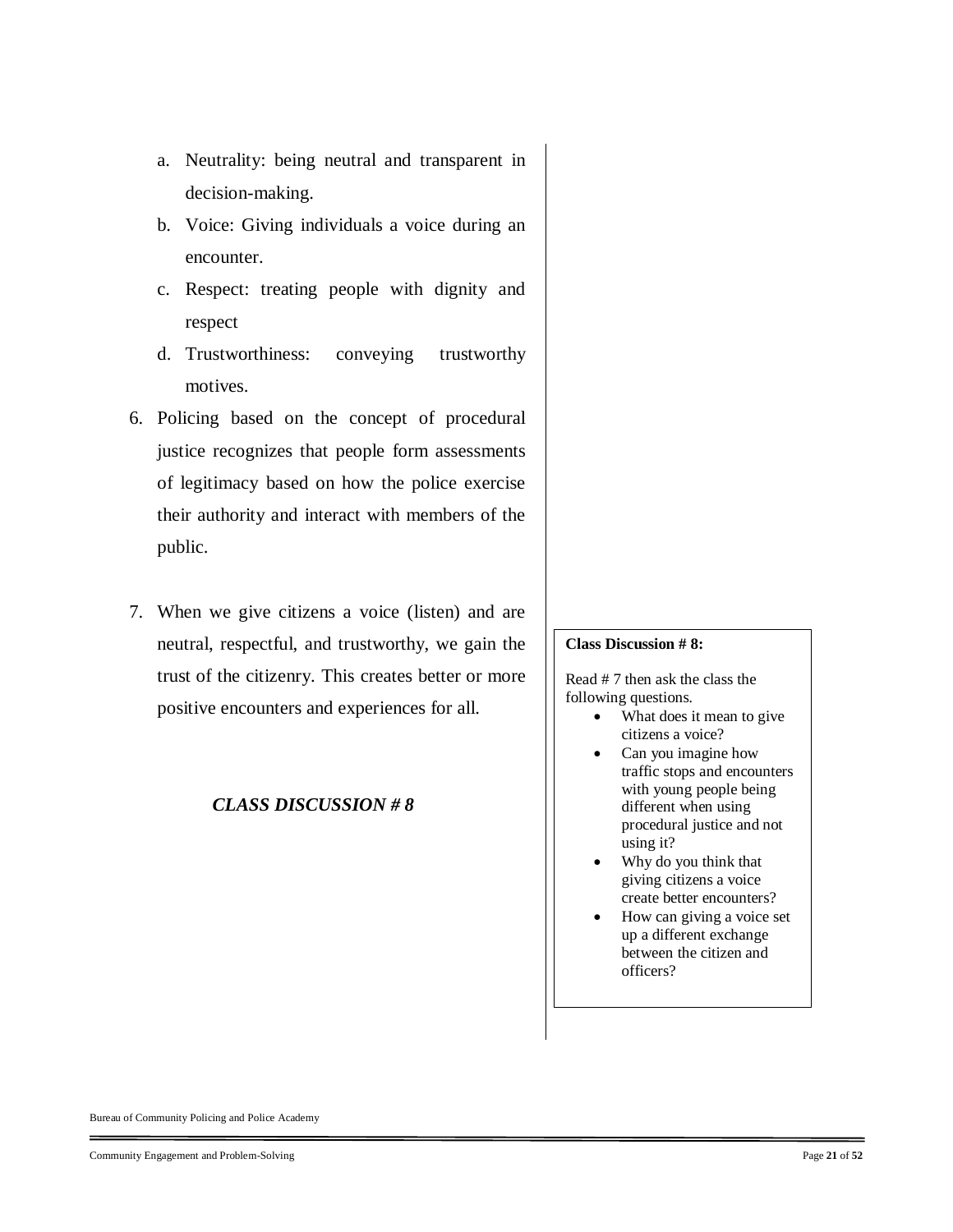a. Neutrality: being neutral and transparent in decision-making.
b. Voice: Giving individuals a voice during an encounter.
c. Respect: treating people with dignity and respect
d. Trustworthiness: conveying trustworthy motives.

6. Policing based on the concept of procedural justice recognizes that people form assessments of legitimacy based on how the police exercise their authority and interact with members of the public.

7. When we give citizens a voice (listen) and are neutral, respectful, and trustworthy, we gain the trust of the citizenry. This creates better or more positive encounters and experiences for all.

***CLASS DISCUSSION # 8***

**Class Discussion # 8:**

Read # 7 then ask the class the following questions.

- What does it mean to give citizens a voice?
- Can you imagine how traffic stops and encounters with young people being different when using procedural justice and not using it?
- Why do you think that giving citizens a voice create better encounters?
- How can giving a voice set up a different exchange between the citizen and officers?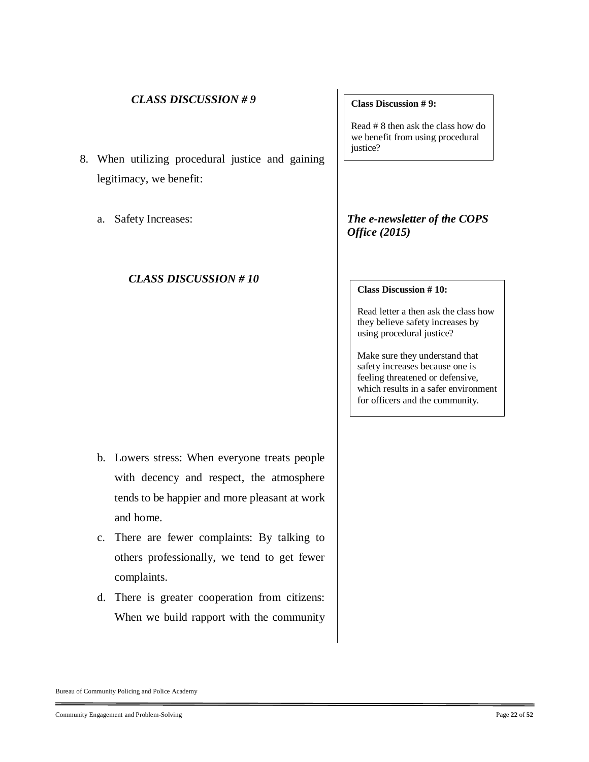*CLASS DISCUSSION # 9*

**Class Discussion # 9:**

Read # 8 then ask the class how do we benefit from using procedural justice?

8. When utilizing procedural justice and gaining legitimacy, we benefit:

   a. Safety Increases:

***The e-newsletter of the COPS Office (2015)***

*CLASS DISCUSSION # 10*

**Class Discussion # 10:**

Read letter a then ask the class how they believe safety increases by using procedural justice?

Make sure they understand that safety increases because one is feeling threatened or defensive, which results in a safer environment for officers and the community.

   b. Lowers stress: When everyone treats people with decency and respect, the atmosphere tends to be happier and more pleasant at work and home.

   c. There are fewer complaints: By talking to others professionally, we tend to get fewer complaints.

   d. There is greater cooperation from citizens: When we build rapport with the community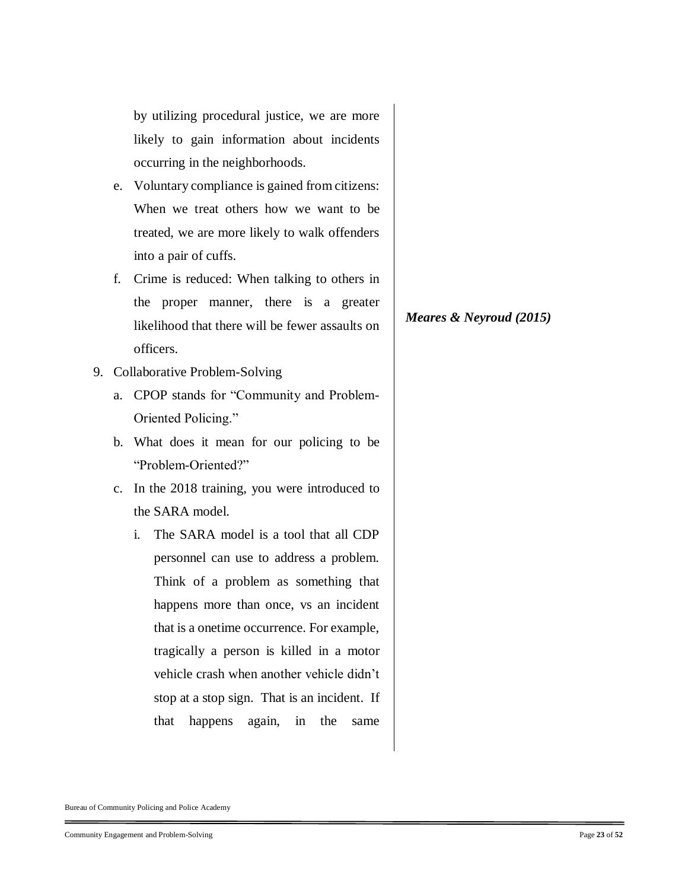by utilizing procedural justice, we are more likely to gain information about incidents occurring in the neighborhoods.

e. Voluntary compliance is gained from citizens: When we treat others how we want to be treated, we are more likely to walk offenders into a pair of cuffs.

f. Crime is reduced: When talking to others in the proper manner, there is a greater likelihood that there will be fewer assaults on officers.

***Meares & Neyroud (2015)***

9. Collaborative Problem-Solving

   a. CPOP stands for "Community and Problem-Oriented Policing."

   b. What does it mean for our policing to be "Problem-Oriented?"

   c. In the 2018 training, you were introduced to the SARA model.

      i. The SARA model is a tool that all CDP personnel can use to address a problem. Think of a problem as something that happens more than once, vs an incident that is a onetime occurrence. For example, tragically a person is killed in a motor vehicle crash when another vehicle didn't stop at a stop sign. That is an incident. If that happens again, in the same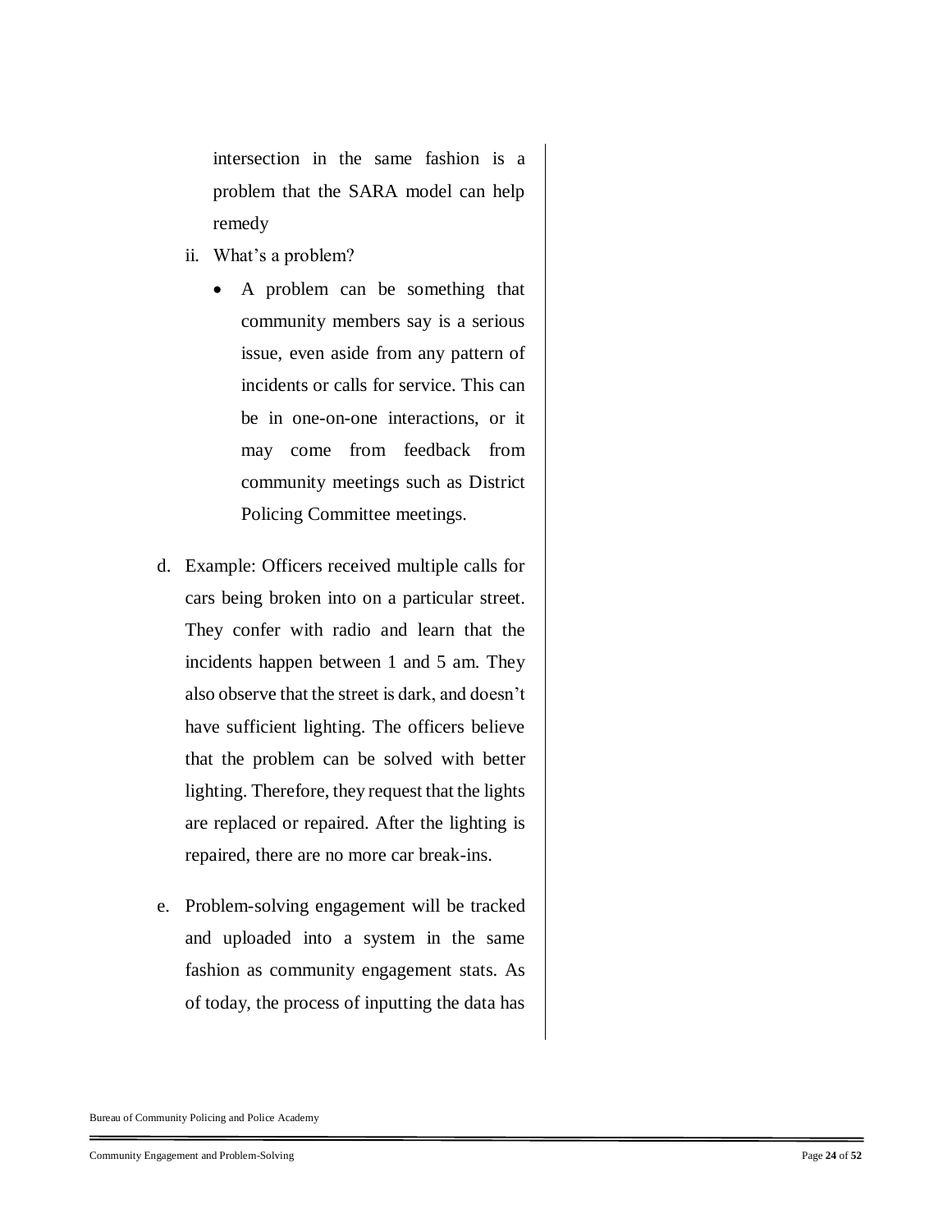intersection in the same fashion is a problem that the SARA model can help remedy

ii. What's a problem?

   - A problem can be something that community members say is a serious issue, even aside from any pattern of incidents or calls for service. This can be in one-on-one interactions, or it may come from feedback from community meetings such as District Policing Committee meetings.

d. Example: Officers received multiple calls for cars being broken into on a particular street. They confer with radio and learn that the incidents happen between 1 and 5 am. They also observe that the street is dark, and doesn't have sufficient lighting. The officers believe that the problem can be solved with better lighting. Therefore, they request that the lights are replaced or repaired. After the lighting is repaired, there are no more car break-ins.

e. Problem-solving engagement will be tracked and uploaded into a system in the same fashion as community engagement stats. As of today, the process of inputting the data has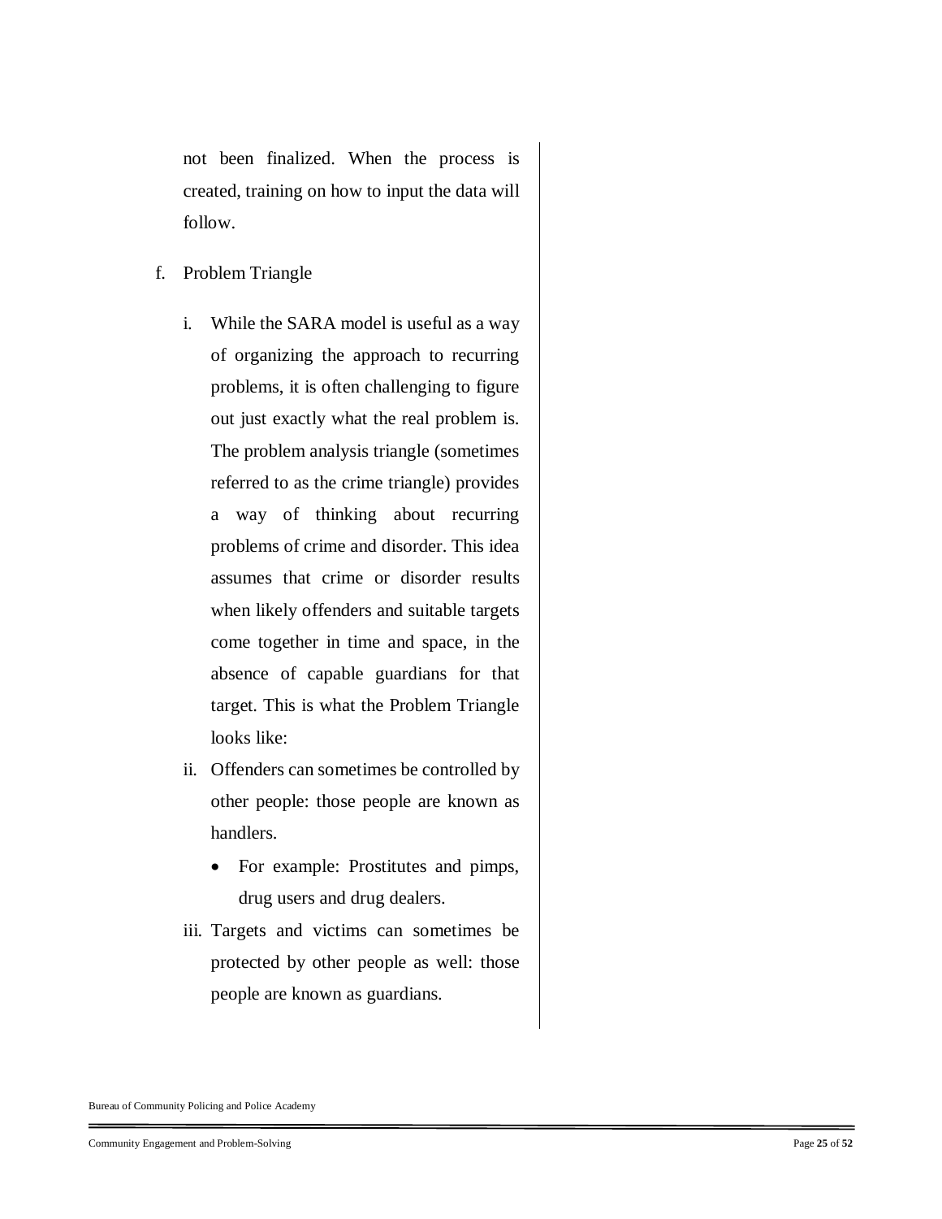not been finalized. When the process is created, training on how to input the data will follow.

f. Problem Triangle

   i. While the SARA model is useful as a way of organizing the approach to recurring problems, it is often challenging to figure out just exactly what the real problem is. The problem analysis triangle (sometimes referred to as the crime triangle) provides a way of thinking about recurring problems of crime and disorder. This idea assumes that crime or disorder results when likely offenders and suitable targets come together in time and space, in the absence of capable guardians for that target. This is what the Problem Triangle looks like:

   ii. Offenders can sometimes be controlled by other people: those people are known as handlers.

      - For example: Prostitutes and pimps, drug users and drug dealers.

   iii. Targets and victims can sometimes be protected by other people as well: those people are known as guardians.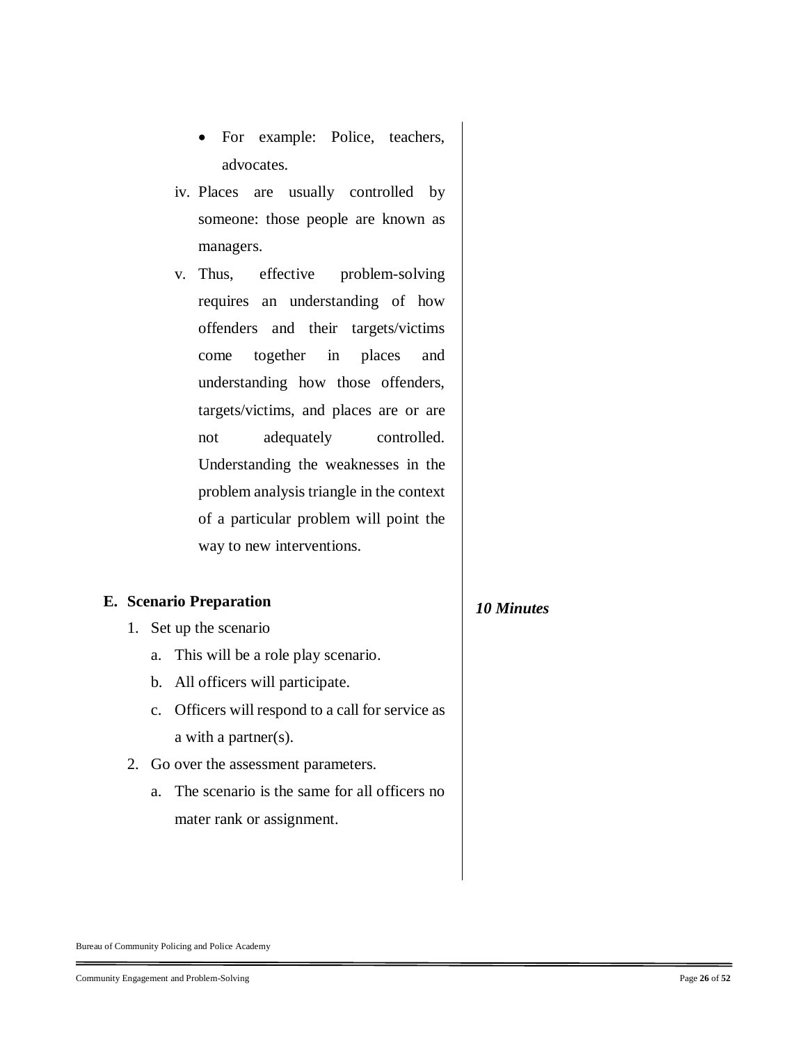- For example: Police, teachers, advocates.

iv. Places are usually controlled by someone: those people are known as managers.

v. Thus, effective problem-solving requires an understanding of how offenders and their targets/victims come together in places and understanding how those offenders, targets/victims, and places are or are not adequately controlled. Understanding the weaknesses in the problem analysis triangle in the context of a particular problem will point the way to new interventions.

**E. Scenario Preparation**

***10 Minutes***

1. Set up the scenario
   a. This will be a role play scenario.
   b. All officers will participate.
   c. Officers will respond to a call for service as a with a partner(s).
2. Go over the assessment parameters.
   a. The scenario is the same for all officers no mater rank or assignment.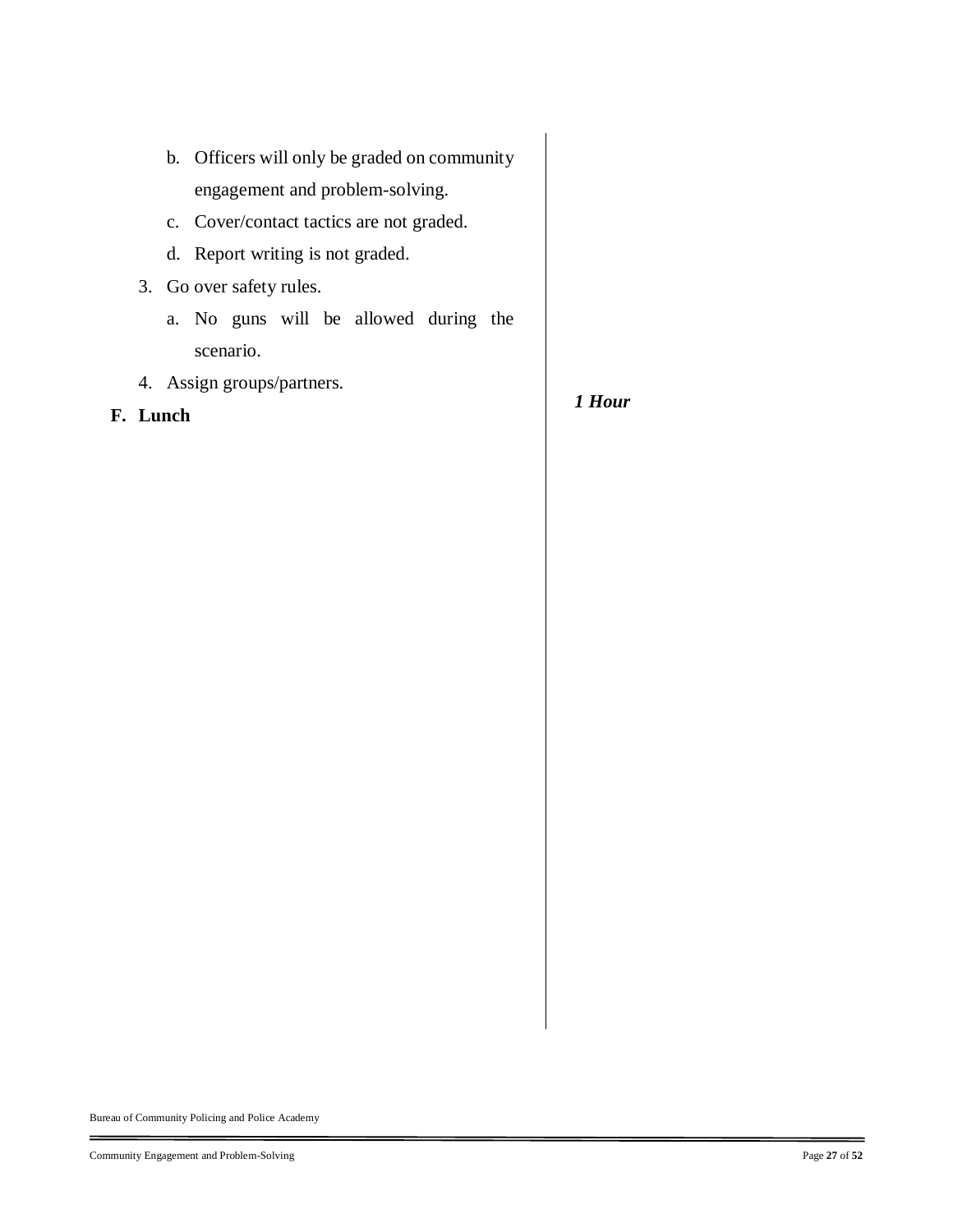b. Officers will only be graded on community engagement and problem-solving.

c. Cover/contact tactics are not graded.

d. Report writing is not graded.

3. Go over safety rules.

   a. No guns will be allowed during the scenario.

4. Assign groups/partners.

**F. Lunch**

***1 Hour***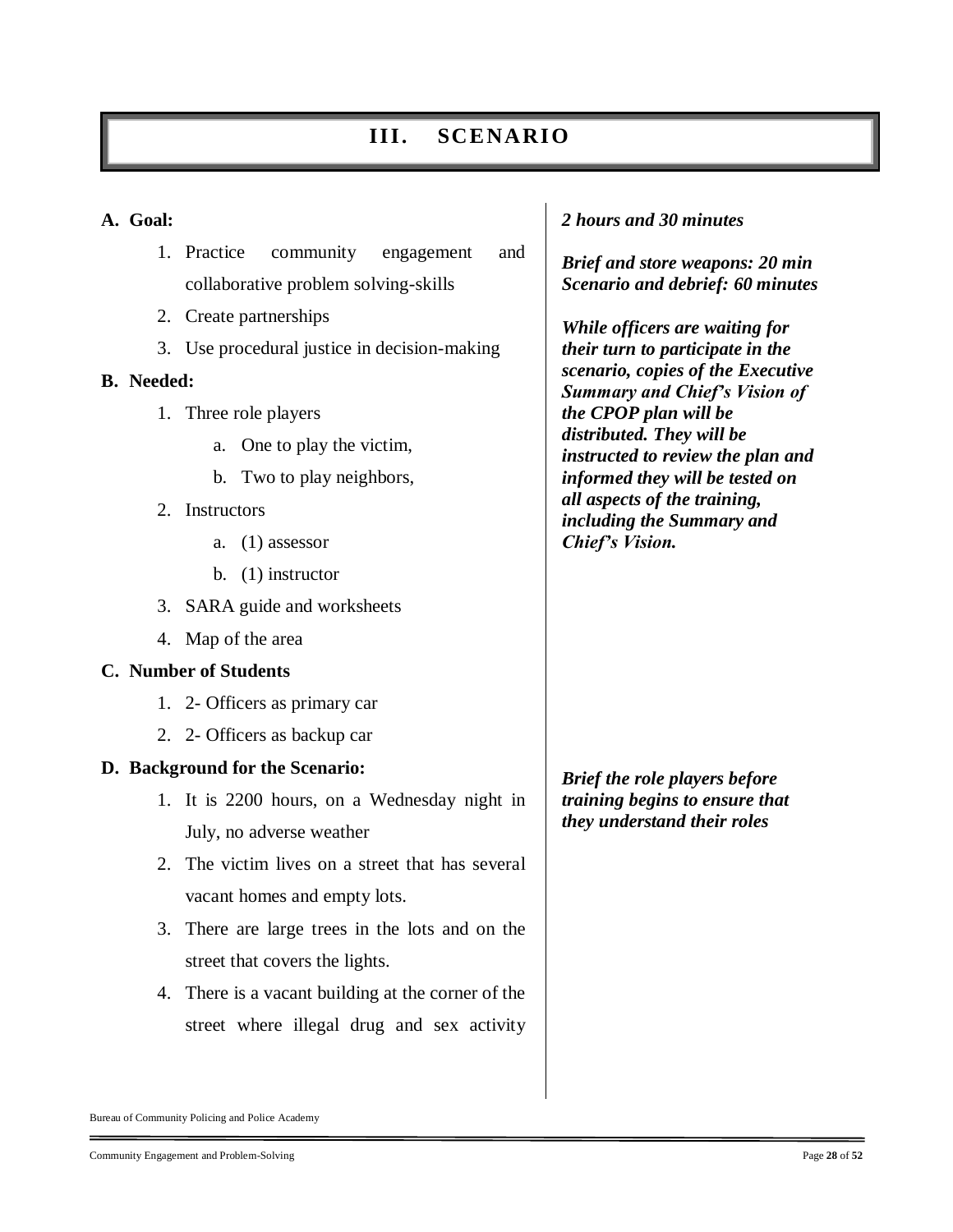# III. SCENARIO

**A. Goal:**

1. Practice community engagement and collaborative problem solving-skills
2. Create partnerships
3. Use procedural justice in decision-making

***2 hours and 30 minutes***

***Brief and store weapons: 20 min***
***Scenario and debrief: 60 minutes***

***While officers are waiting for their turn to participate in the scenario, copies of the Executive Summary and Chief's Vision of the CPOP plan will be distributed. They will be instructed to review the plan and informed they will be tested on all aspects of the training, including the Summary and Chief's Vision.***

**B. Needed:**

1. Three role players
   a. One to play the victim,
   b. Two to play neighbors,
2. Instructors
   a. (1) assessor
   b. (1) instructor
3. SARA guide and worksheets
4. Map of the area

**C. Number of Students**

1. 2- Officers as primary car
2. 2- Officers as backup car

**D. Background for the Scenario:**

***Brief the role players before training begins to ensure that they understand their roles***

1. It is 2200 hours, on a Wednesday night in July, no adverse weather
2. The victim lives on a street that has several vacant homes and empty lots.
3. There are large trees in the lots and on the street that covers the lights.
4. There is a vacant building at the corner of the street where illegal drug and sex activity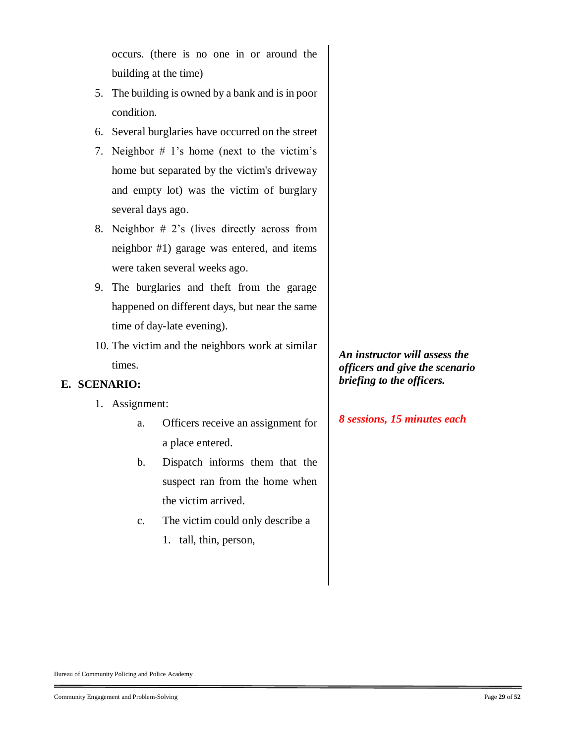occurs. (there is no one in or around the building at the time)

5. The building is owned by a bank and is in poor condition.
6. Several burglaries have occurred on the street
7. Neighbor # 1's home (next to the victim's home but separated by the victim's driveway and empty lot) was the victim of burglary several days ago.
8. Neighbor # 2's (lives directly across from neighbor #1) garage was entered, and items were taken several weeks ago.
9. The burglaries and theft from the garage happened on different days, but near the same time of day-late evening).
10. The victim and the neighbors work at similar times.

## E. SCENARIO:

***An instructor will assess the officers and give the scenario briefing to the officers.***

***8 sessions, 15 minutes each***

1. Assignment:
   a. Officers receive an assignment for a place entered.
   b. Dispatch informs them that the suspect ran from the home when the victim arrived.
   c. The victim could only describe a
      1. tall, thin, person,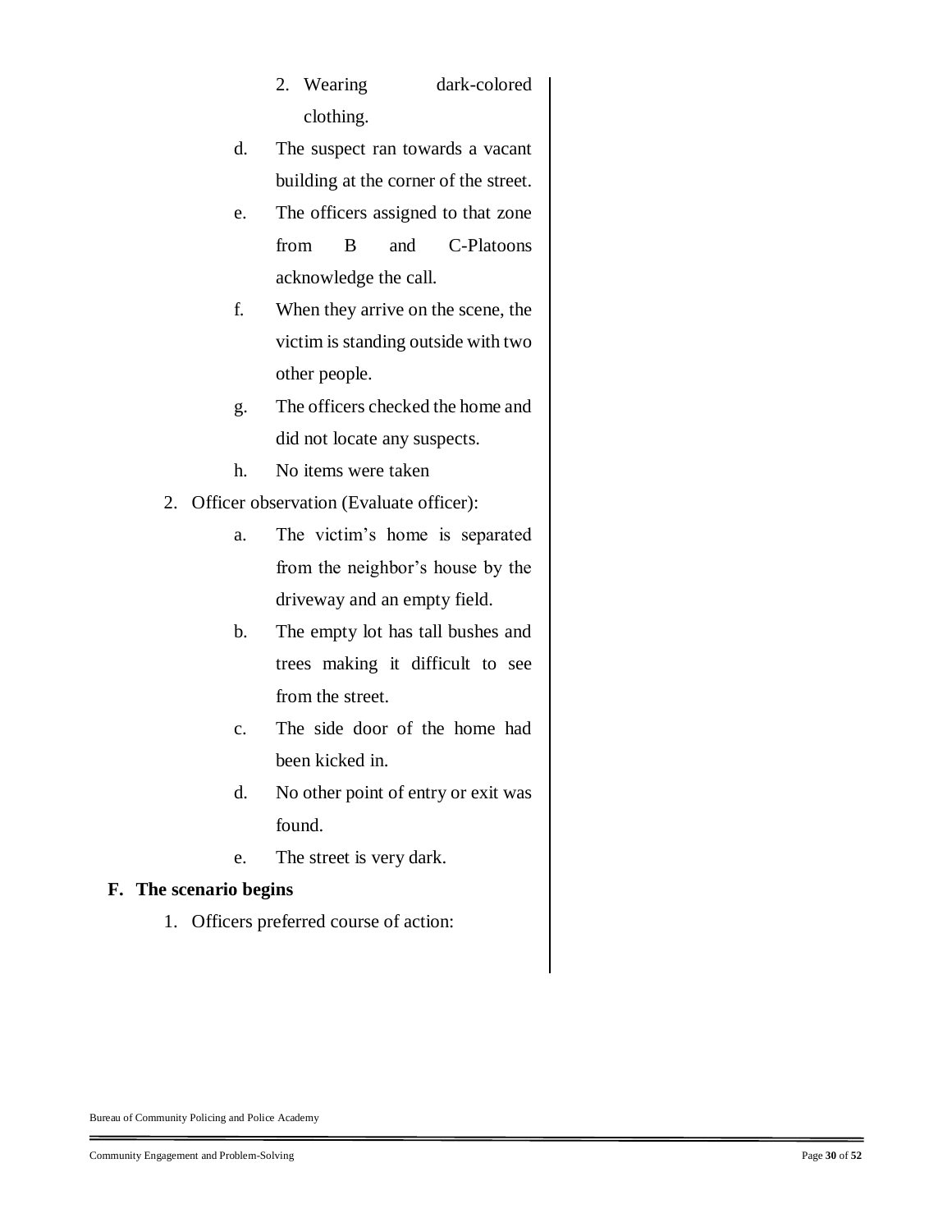2. Wearing dark-colored clothing.

d. The suspect ran towards a vacant building at the corner of the street.

e. The officers assigned to that zone from B and C-Platoons acknowledge the call.

f. When they arrive on the scene, the victim is standing outside with two other people.

g. The officers checked the home and did not locate any suspects.

h. No items were taken

2. Officer observation (Evaluate officer):

   a. The victim's home is separated from the neighbor's house by the driveway and an empty field.

   b. The empty lot has tall bushes and trees making it difficult to see from the street.

   c. The side door of the home had been kicked in.

   d. No other point of entry or exit was found.

   e. The street is very dark.

**F. The scenario begins**

1. Officers preferred course of action: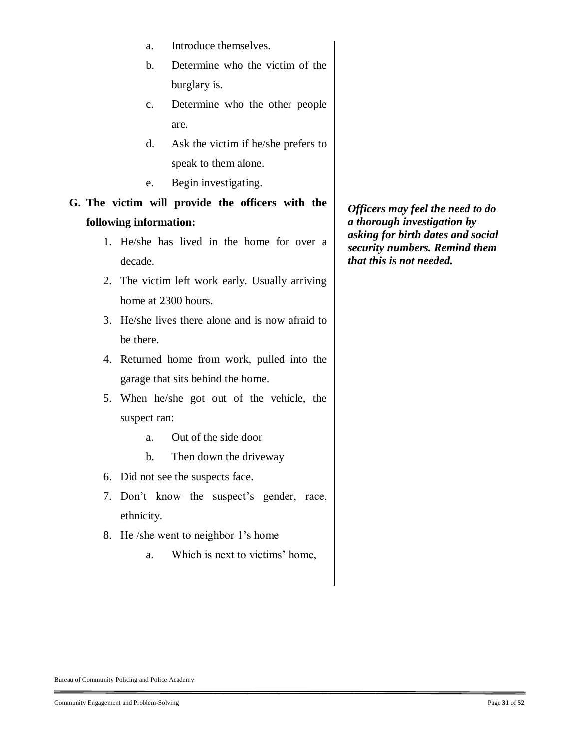a. Introduce themselves.
b. Determine who the victim of the burglary is.
c. Determine who the other people are.
d. Ask the victim if he/she prefers to speak to them alone.
e. Begin investigating.

**G. The victim will provide the officers with the following information:**

***Officers may feel the need to do a thorough investigation by asking for birth dates and social security numbers. Remind them that this is not needed.***

1. He/she has lived in the home for over a decade.
2. The victim left work early. Usually arriving home at 2300 hours.
3. He/she lives there alone and is now afraid to be there.
4. Returned home from work, pulled into the garage that sits behind the home.
5. When he/she got out of the vehicle, the suspect ran:
   a. Out of the side door
   b. Then down the driveway
6. Did not see the suspects face.
7. Don't know the suspect's gender, race, ethnicity.
8. He /she went to neighbor 1's home
   a. Which is next to victims' home,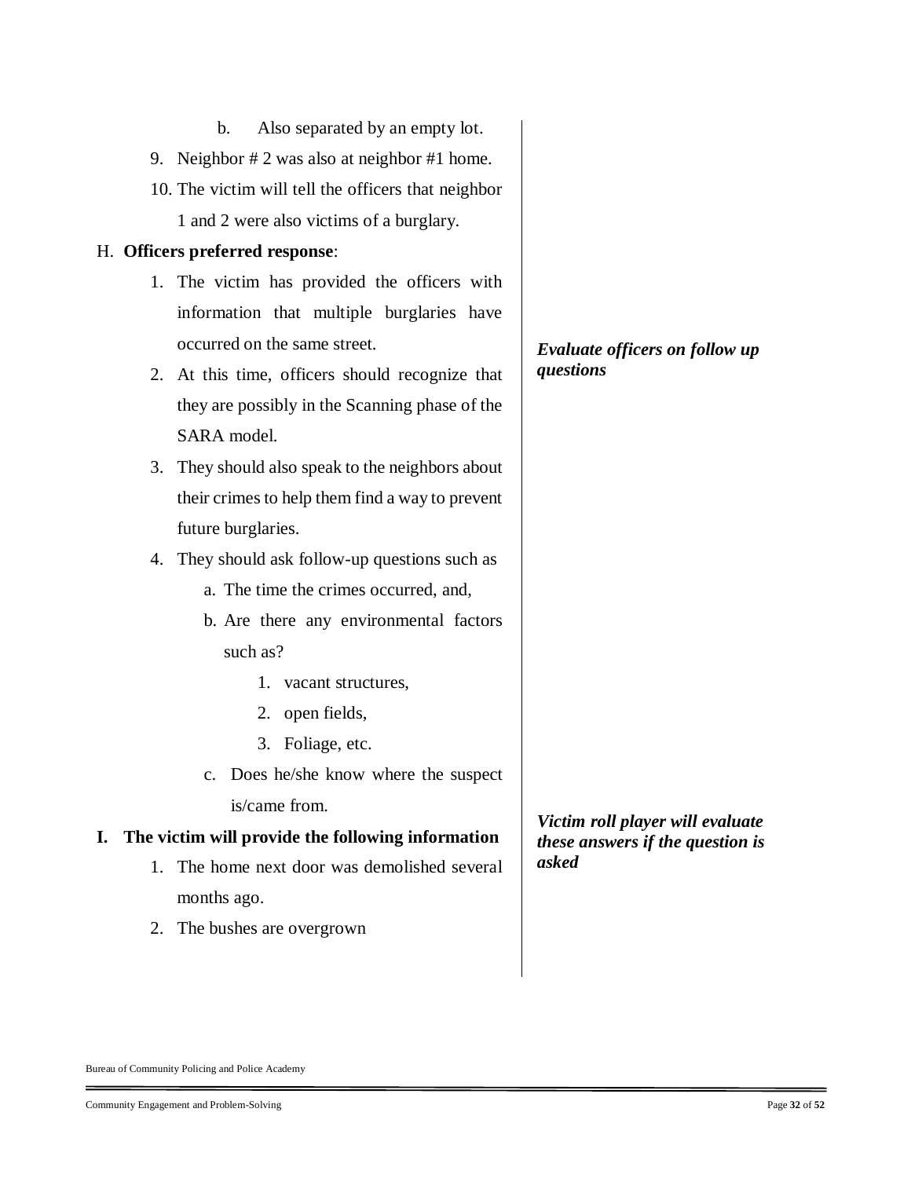b. Also separated by an empty lot.

9. Neighbor # 2 was also at neighbor #1 home.
10. The victim will tell the officers that neighbor 1 and 2 were also victims of a burglary.

H. **Officers preferred response**:

1. The victim has provided the officers with information that multiple burglaries have occurred on the same street.
2. At this time, officers should recognize that they are possibly in the Scanning phase of the SARA model.
3. They should also speak to the neighbors about their crimes to help them find a way to prevent future burglaries.
4. They should ask follow-up questions such as
   a. The time the crimes occurred, and,
   b. Are there any environmental factors such as?
      1. vacant structures,
      2. open fields,
      3. Foliage, etc.
   c. Does he/she know where the suspect is/came from.

***Evaluate officers on follow up questions***

**I. The victim will provide the following information**

1. The home next door was demolished several months ago.
2. The bushes are overgrown

***Victim roll player will evaluate these answers if the question is asked***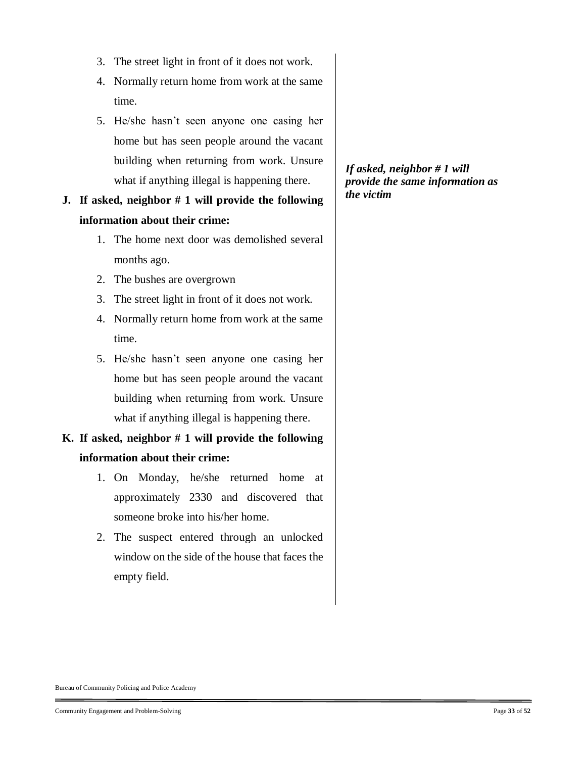3. The street light in front of it does not work.
4. Normally return home from work at the same time.
5. He/she hasn't seen anyone one casing her home but has seen people around the vacant building when returning from work. Unsure what if anything illegal is happening there.

**J. If asked, neighbor # 1 will provide the following information about their crime:**

*If asked, neighbor # 1 will provide the same information as the victim*

1. The home next door was demolished several months ago.
2. The bushes are overgrown
3. The street light in front of it does not work.
4. Normally return home from work at the same time.
5. He/she hasn't seen anyone one casing her home but has seen people around the vacant building when returning from work. Unsure what if anything illegal is happening there.

**K. If asked, neighbor # 1 will provide the following information about their crime:**

1. On Monday, he/she returned home at approximately 2330 and discovered that someone broke into his/her home.
2. The suspect entered through an unlocked window on the side of the house that faces the empty field.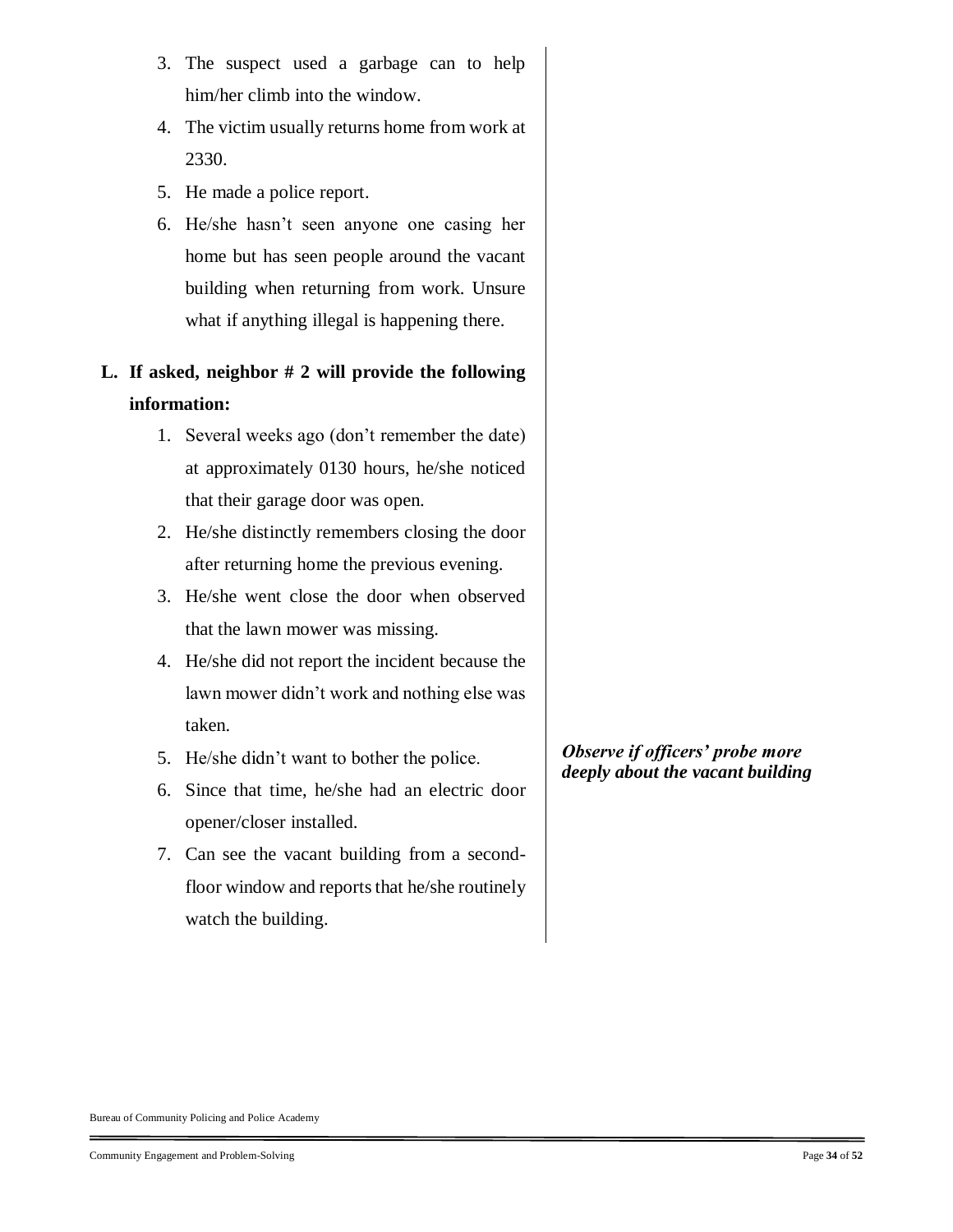3. The suspect used a garbage can to help him/her climb into the window.
4. The victim usually returns home from work at 2330.
5. He made a police report.
6. He/she hasn't seen anyone one casing her home but has seen people around the vacant building when returning from work. Unsure what if anything illegal is happening there.

**L. If asked, neighbor # 2 will provide the following information:**

1. Several weeks ago (don't remember the date) at approximately 0130 hours, he/she noticed that their garage door was open.
2. He/she distinctly remembers closing the door after returning home the previous evening.
3. He/she went close the door when observed that the lawn mower was missing.
4. He/she did not report the incident because the lawn mower didn't work and nothing else was taken.
5. He/she didn't want to bother the police.
6. Since that time, he/she had an electric door opener/closer installed.
7. Can see the vacant building from a second-floor window and reports that he/she routinely watch the building.

***Observe if officers' probe more deeply about the vacant building***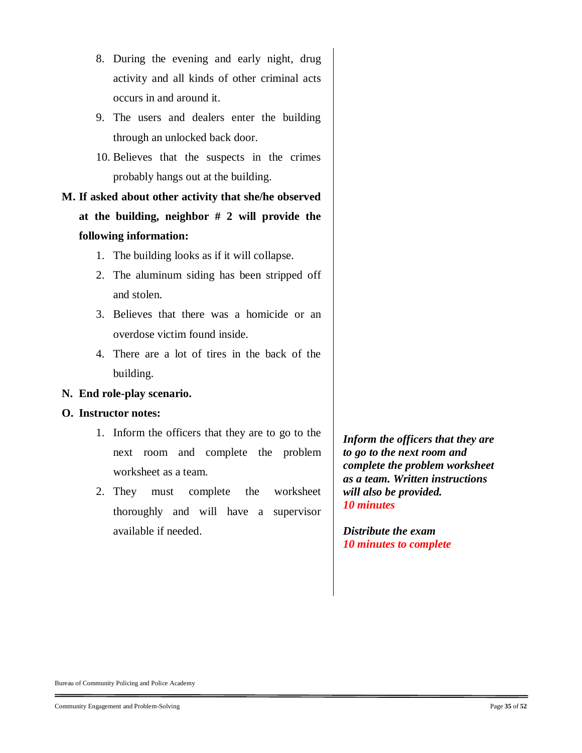8. During the evening and early night, drug activity and all kinds of other criminal acts occurs in and around it.
9. The users and dealers enter the building through an unlocked back door.
10. Believes that the suspects in the crimes probably hangs out at the building.

**M. If asked about other activity that she/he observed at the building, neighbor # 2 will provide the following information:**

1. The building looks as if it will collapse.
2. The aluminum siding has been stripped off and stolen.
3. Believes that there was a homicide or an overdose victim found inside.
4. There are a lot of tires in the back of the building.

**N. End role-play scenario.**

**O. Instructor notes:**

1. Inform the officers that they are to go to the next room and complete the problem worksheet as a team.
2. They must complete the worksheet thoroughly and will have a supervisor available if needed.

***Inform the officers that they are to go to the next room and complete the problem worksheet as a team. Written instructions will also be provided.***
***10 minutes***

***Distribute the exam***
***10 minutes to complete***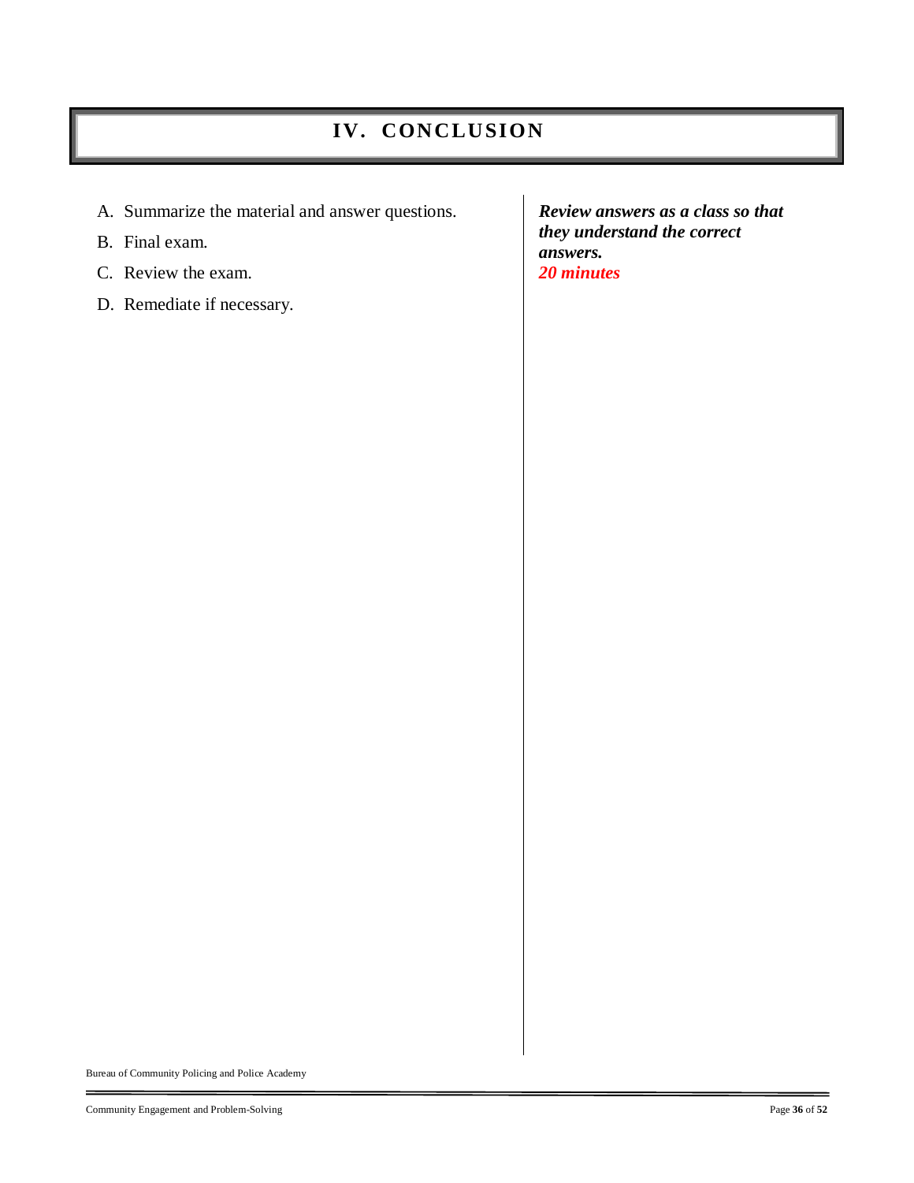# IV. CONCLUSION

A. Summarize the material and answer questions.

B. Final exam.

C. Review the exam.

D. Remediate if necessary.

***Review answers as a class so that they understand the correct answers.***
***20 minutes***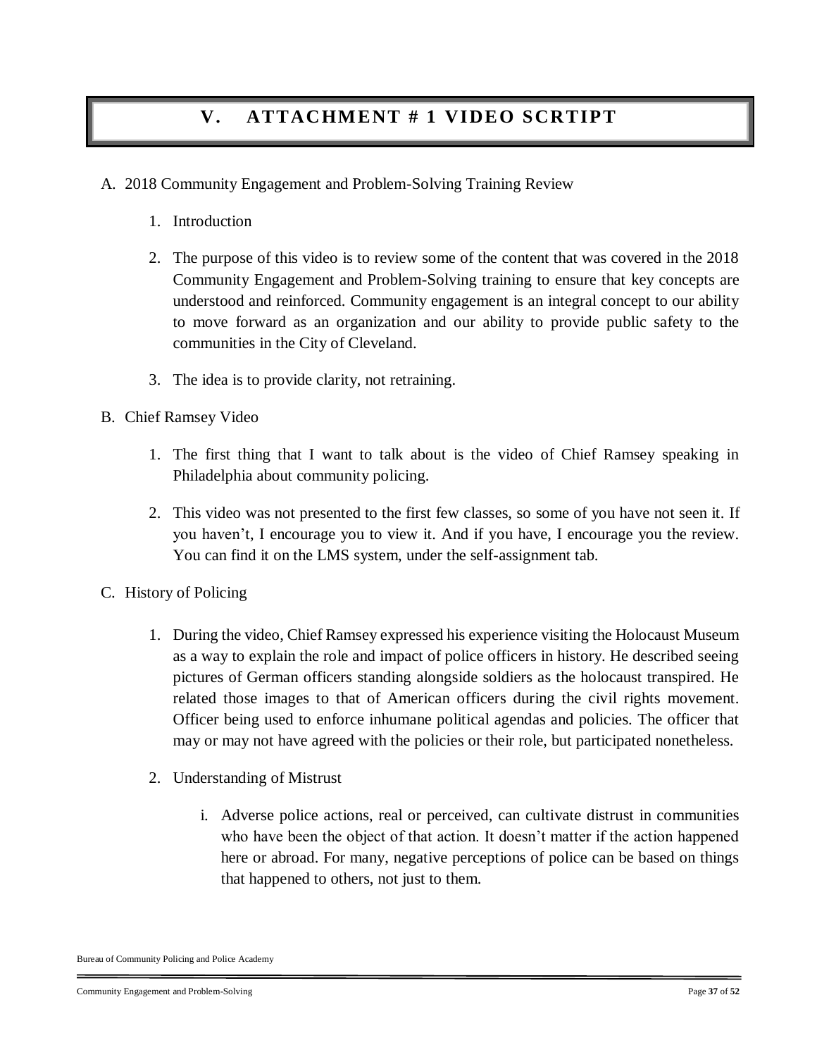# V. ATTACHMENT # 1 VIDEO SCRTIPT

A. 2018 Community Engagement and Problem-Solving Training Review

1. Introduction

2. The purpose of this video is to review some of the content that was covered in the 2018 Community Engagement and Problem-Solving training to ensure that key concepts are understood and reinforced. Community engagement is an integral concept to our ability to move forward as an organization and our ability to provide public safety to the communities in the City of Cleveland.

3. The idea is to provide clarity, not retraining.

B. Chief Ramsey Video

1. The first thing that I want to talk about is the video of Chief Ramsey speaking in Philadelphia about community policing.

2. This video was not presented to the first few classes, so some of you have not seen it. If you haven't, I encourage you to view it. And if you have, I encourage you the review. You can find it on the LMS system, under the self-assignment tab.

C. History of Policing

1. During the video, Chief Ramsey expressed his experience visiting the Holocaust Museum as a way to explain the role and impact of police officers in history. He described seeing pictures of German officers standing alongside soldiers as the holocaust transpired. He related those images to that of American officers during the civil rights movement. Officer being used to enforce inhumane political agendas and policies. The officer that may or may not have agreed with the policies or their role, but participated nonetheless.

2. Understanding of Mistrust

   i. Adverse police actions, real or perceived, can cultivate distrust in communities who have been the object of that action. It doesn't matter if the action happened here or abroad. For many, negative perceptions of police can be based on things that happened to others, not just to them.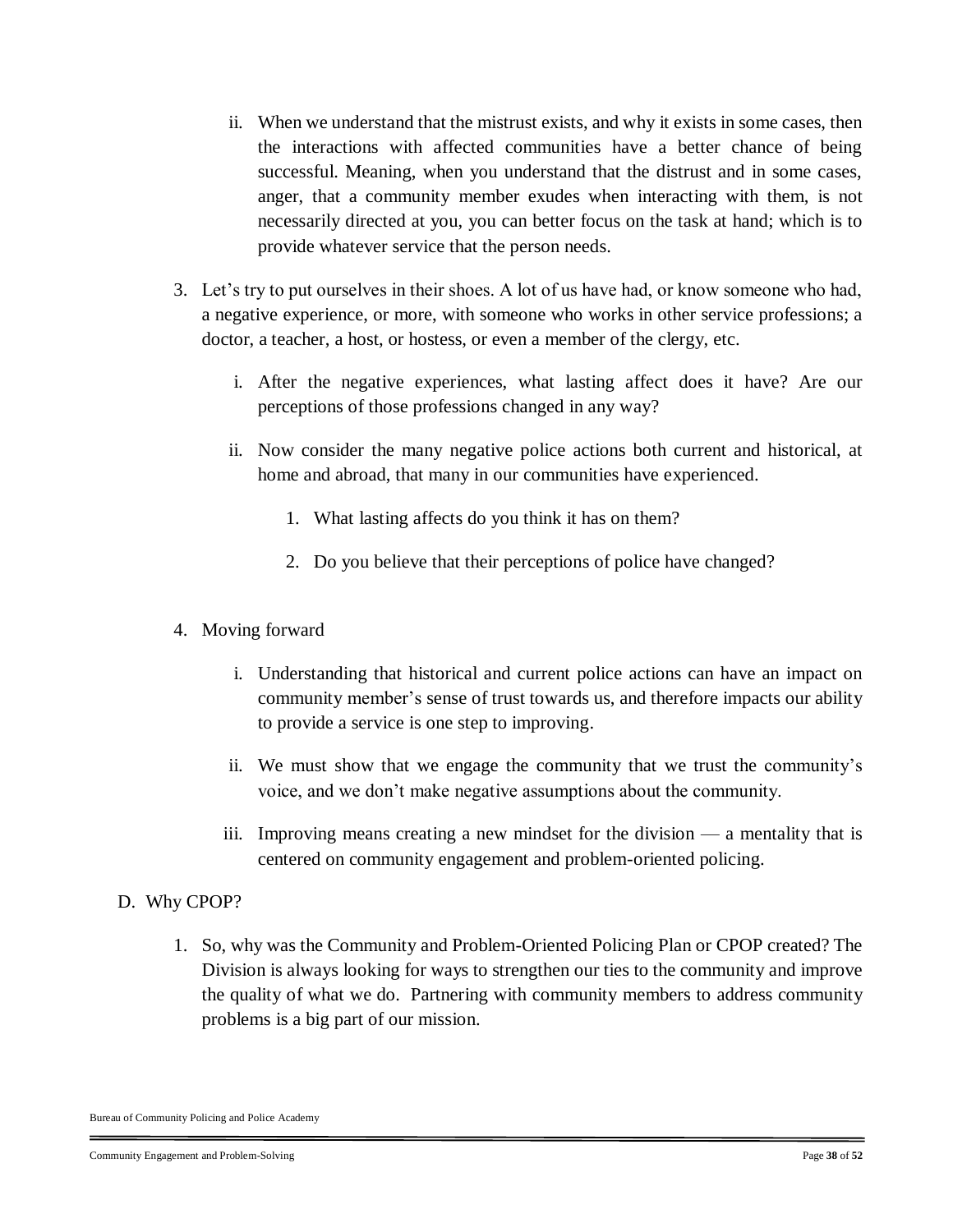ii. When we understand that the mistrust exists, and why it exists in some cases, then the interactions with affected communities have a better chance of being successful. Meaning, when you understand that the distrust and in some cases, anger, that a community member exudes when interacting with them, is not necessarily directed at you, you can better focus on the task at hand; which is to provide whatever service that the person needs.

3. Let's try to put ourselves in their shoes. A lot of us have had, or know someone who had, a negative experience, or more, with someone who works in other service professions; a doctor, a teacher, a host, or hostess, or even a member of the clergy, etc.

   i. After the negative experiences, what lasting affect does it have? Are our perceptions of those professions changed in any way?

   ii. Now consider the many negative police actions both current and historical, at home and abroad, that many in our communities have experienced.

      1. What lasting affects do you think it has on them?

      2. Do you believe that their perceptions of police have changed?

4. Moving forward

   i. Understanding that historical and current police actions can have an impact on community member's sense of trust towards us, and therefore impacts our ability to provide a service is one step to improving.

   ii. We must show that we engage the community that we trust the community's voice, and we don't make negative assumptions about the community.

   iii. Improving means creating a new mindset for the division — a mentality that is centered on community engagement and problem-oriented policing.

D. Why CPOP?

1. So, why was the Community and Problem-Oriented Policing Plan or CPOP created? The Division is always looking for ways to strengthen our ties to the community and improve the quality of what we do. Partnering with community members to address community problems is a big part of our mission.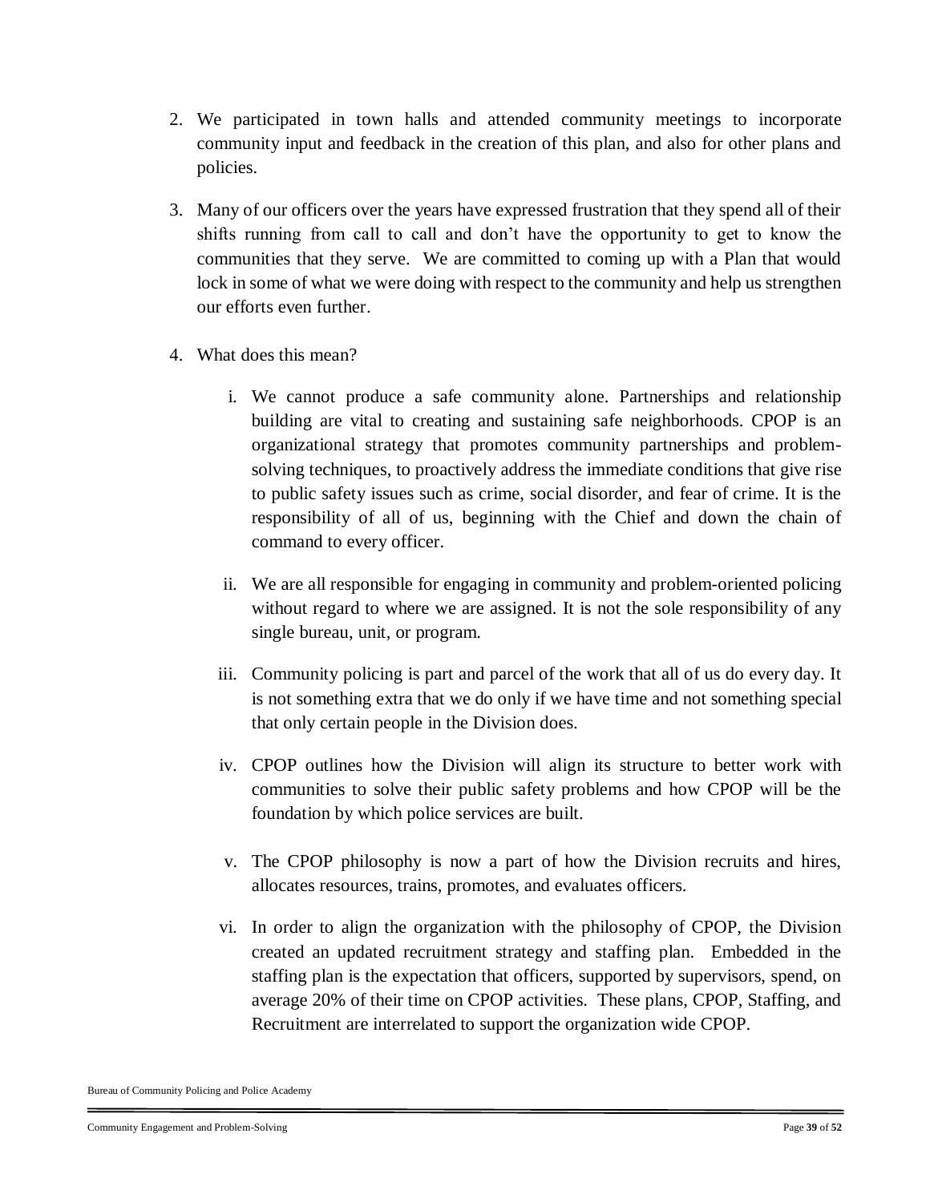2. We participated in town halls and attended community meetings to incorporate community input and feedback in the creation of this plan, and also for other plans and policies.

3. Many of our officers over the years have expressed frustration that they spend all of their shifts running from call to call and don't have the opportunity to get to know the communities that they serve. We are committed to coming up with a Plan that would lock in some of what we were doing with respect to the community and help us strengthen our efforts even further.

4. What does this mean?

    i. We cannot produce a safe community alone. Partnerships and relationship building are vital to creating and sustaining safe neighborhoods. CPOP is an organizational strategy that promotes community partnerships and problem-solving techniques, to proactively address the immediate conditions that give rise to public safety issues such as crime, social disorder, and fear of crime. It is the responsibility of all of us, beginning with the Chief and down the chain of command to every officer.

    ii. We are all responsible for engaging in community and problem-oriented policing without regard to where we are assigned. It is not the sole responsibility of any single bureau, unit, or program.

    iii. Community policing is part and parcel of the work that all of us do every day. It is not something extra that we do only if we have time and not something special that only certain people in the Division does.

    iv. CPOP outlines how the Division will align its structure to better work with communities to solve their public safety problems and how CPOP will be the foundation by which police services are built.

    v. The CPOP philosophy is now a part of how the Division recruits and hires, allocates resources, trains, promotes, and evaluates officers.

    vi. In order to align the organization with the philosophy of CPOP, the Division created an updated recruitment strategy and staffing plan. Embedded in the staffing plan is the expectation that officers, supported by supervisors, spend, on average 20% of their time on CPOP activities. These plans, CPOP, Staffing, and Recruitment are interrelated to support the organization wide CPOP.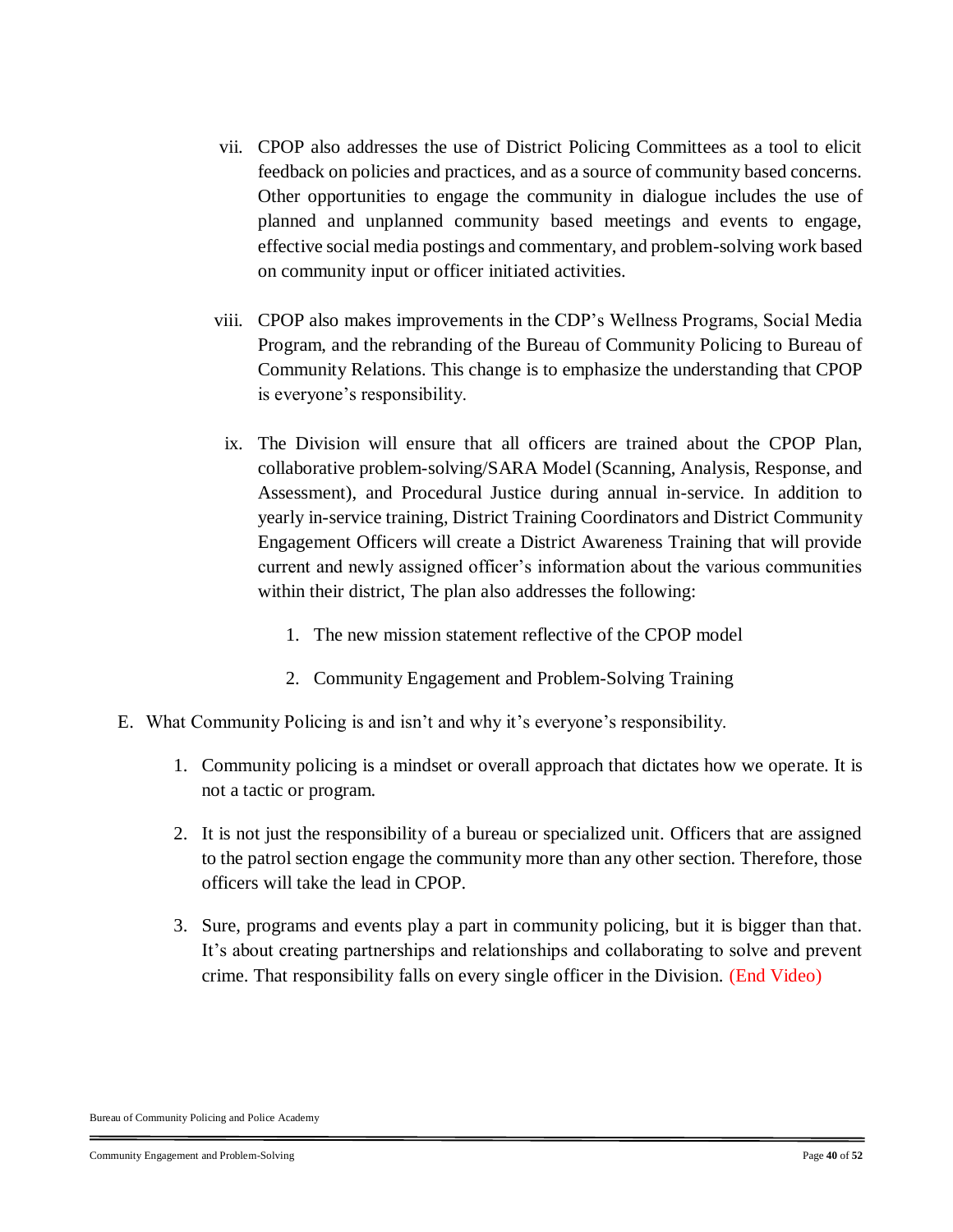vii. CPOP also addresses the use of District Policing Committees as a tool to elicit feedback on policies and practices, and as a source of community based concerns. Other opportunities to engage the community in dialogue includes the use of planned and unplanned community based meetings and events to engage, effective social media postings and commentary, and problem-solving work based on community input or officer initiated activities.

viii. CPOP also makes improvements in the CDP's Wellness Programs, Social Media Program, and the rebranding of the Bureau of Community Policing to Bureau of Community Relations. This change is to emphasize the understanding that CPOP is everyone's responsibility.

ix. The Division will ensure that all officers are trained about the CPOP Plan, collaborative problem-solving/SARA Model (Scanning, Analysis, Response, and Assessment), and Procedural Justice during annual in-service. In addition to yearly in-service training, District Training Coordinators and District Community Engagement Officers will create a District Awareness Training that will provide current and newly assigned officer's information about the various communities within their district, The plan also addresses the following:

   1. The new mission statement reflective of the CPOP model
   2. Community Engagement and Problem-Solving Training

E. What Community Policing is and isn't and why it's everyone's responsibility.

   1. Community policing is a mindset or overall approach that dictates how we operate. It is not a tactic or program.
   2. It is not just the responsibility of a bureau or specialized unit. Officers that are assigned to the patrol section engage the community more than any other section. Therefore, those officers will take the lead in CPOP.
   3. Sure, programs and events play a part in community policing, but it is bigger than that. It's about creating partnerships and relationships and collaborating to solve and prevent crime. That responsibility falls on every single officer in the Division. (End Video)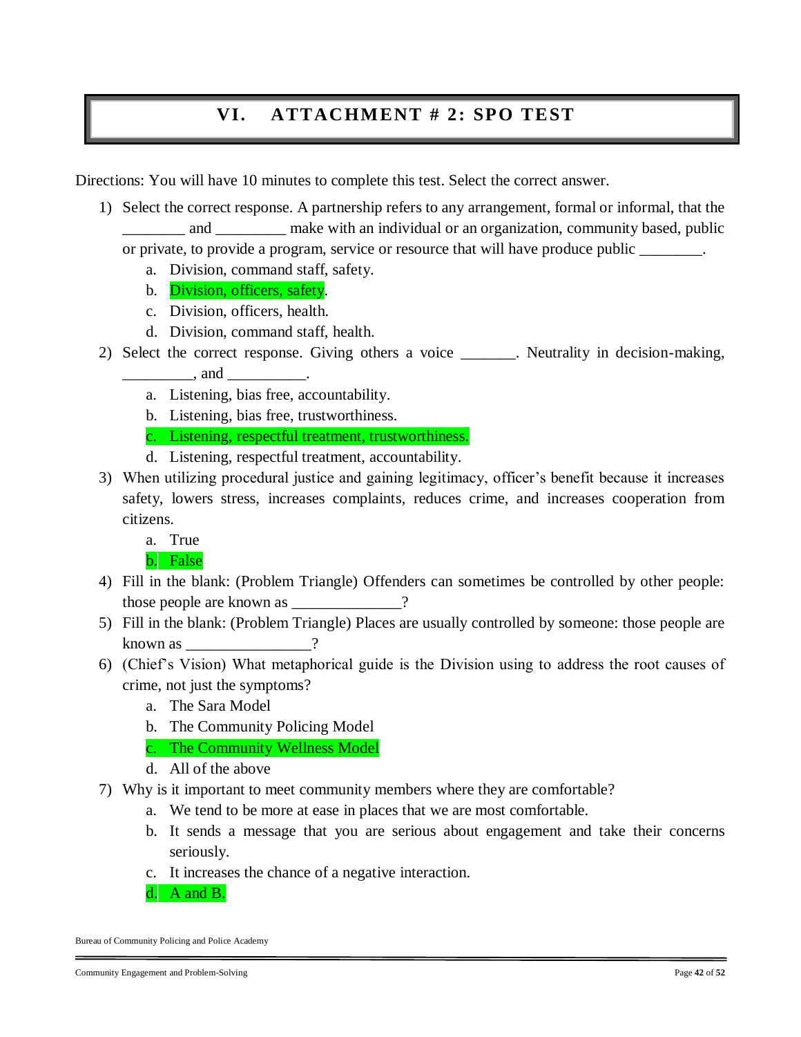# VI. ATTACHMENT # 2: SPO TEST

Directions: You will have 10 minutes to complete this test. Select the correct answer.

1) Select the correct response. A partnership refers to any arrangement, formal or informal, that the ________ and _________ make with an individual or an organization, community based, public or private, to provide a program, service or resource that will have produce public ________.
   a. Division, command staff, safety.
   b. Division, officers, safety.
   c. Division, officers, health.
   d. Division, command staff, health.
2) Select the correct response. Giving others a voice _______. Neutrality in decision-making, _________, and __________.
   a. Listening, bias free, accountability.
   b. Listening, bias free, trustworthiness.
   c. Listening, respectful treatment, trustworthiness.
   d. Listening, respectful treatment, accountability.
3) When utilizing procedural justice and gaining legitimacy, officer's benefit because it increases safety, lowers stress, increases complaints, reduces crime, and increases cooperation from citizens.
   a. True
   b. False
4) Fill in the blank: (Problem Triangle) Offenders can sometimes be controlled by other people: those people are known as ______________?
5) Fill in the blank: (Problem Triangle) Places are usually controlled by someone: those people are known as ________________?
6) (Chief's Vision) What metaphorical guide is the Division using to address the root causes of crime, not just the symptoms?
   a. The Sara Model
   b. The Community Policing Model
   c. The Community Wellness Model
   d. All of the above
7) Why is it important to meet community members where they are comfortable?
   a. We tend to be more at ease in places that we are most comfortable.
   b. It sends a message that you are serious about engagement and take their concerns seriously.
   c. It increases the chance of a negative interaction.
   d. A and B.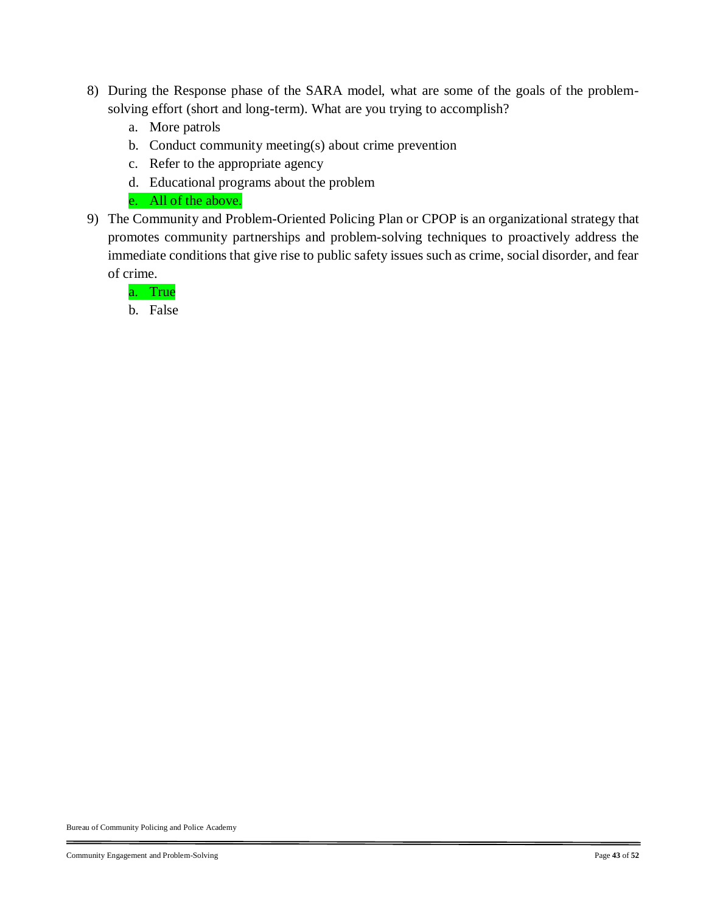8) During the Response phase of the SARA model, what are some of the goals of the problem-solving effort (short and long-term). What are you trying to accomplish?
   a. More patrols
   b. Conduct community meeting(s) about crime prevention
   c. Refer to the appropriate agency
   d. Educational programs about the problem
   e. All of the above.

9) The Community and Problem-Oriented Policing Plan or CPOP is an organizational strategy that promotes community partnerships and problem-solving techniques to proactively address the immediate conditions that give rise to public safety issues such as crime, social disorder, and fear of crime.
   a. True
   b. False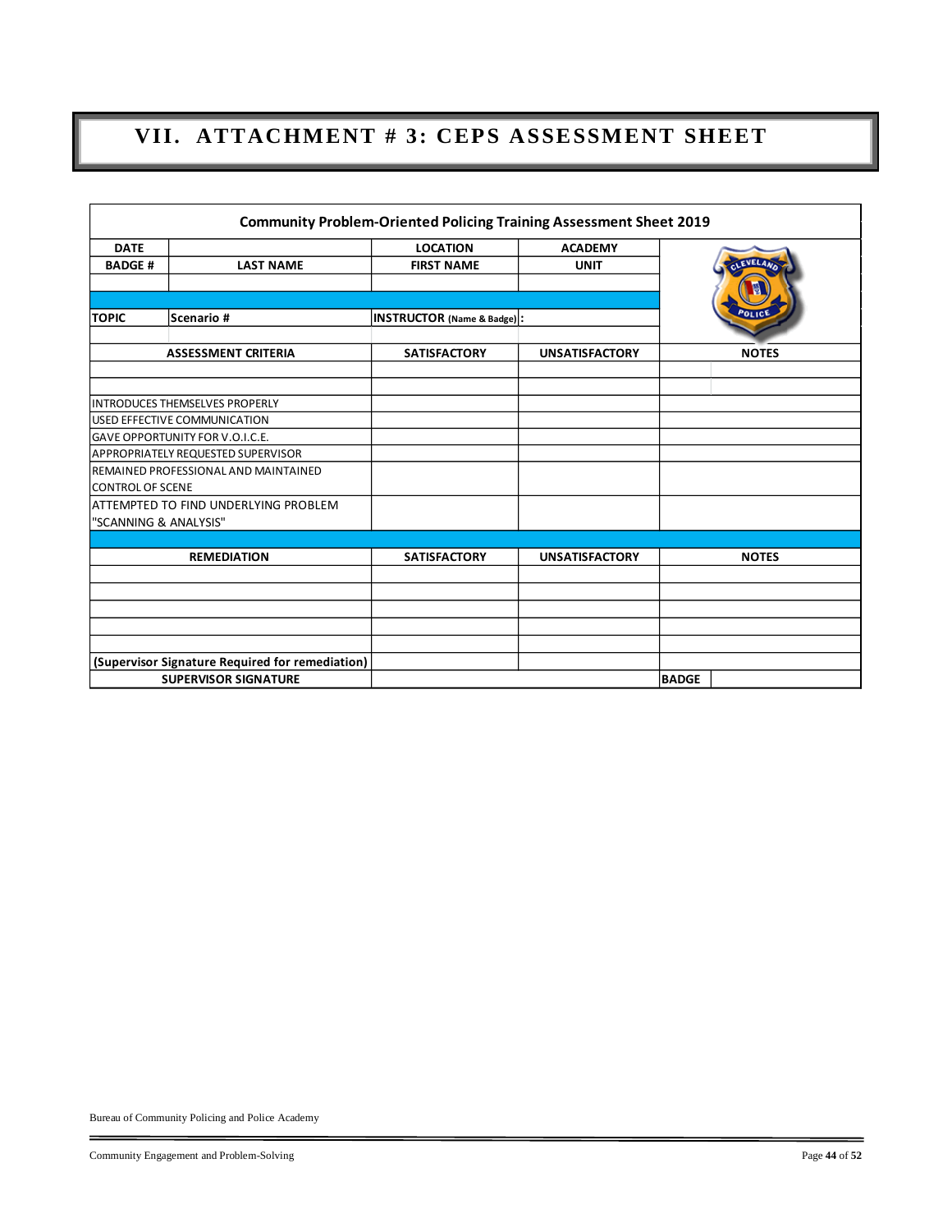# VII. ATTACHMENT # 3: CEPS ASSESSMENT SHEET

| Community Problem-Oriented Policing Training Assessment Sheet 2019 | | | | |
|---|---|---|---|---|
| DATE | | LOCATION | ACADEMY | |
| BADGE # | LAST NAME | FIRST NAME | UNIT | |
| | | | | |
| | | | | |
| TOPIC | Scenario # | INSTRUCTOR (Name & Badge): | | |
| | | | | |
| ASSESSMENT CRITERIA | | SATISFACTORY | UNSATISFACTORY | NOTES |
| | | | | |
| | | | | |
| INTRODUCES THEMSELVES PROPERLY | | | | |
| USED EFFECTIVE COMMUNICATION | | | | |
| GAVE OPPORTUNITY FOR V.O.I.C.E. | | | | |
| APPROPRIATELY REQUESTED SUPERVISOR | | | | |
| REMAINED PROFESSIONAL AND MAINTAINED CONTROL OF SCENE | | | | |
| ATTEMPTED TO FIND UNDERLYING PROBLEM "SCANNING & ANALYSIS" | | | | |
| | | | | |
| REMEDIATION | | SATISFACTORY | UNSATISFACTORY | NOTES |
| | | | | |
| | | | | |
| | | | | |
| | | | | |
| | | | | |
| (Supervisor Signature Required for remediation) | | | | |
| SUPERVISOR SIGNATURE | | | | BADGE |

Bureau of Community Policing and Police Academy

Community Engagement and Problem-Solving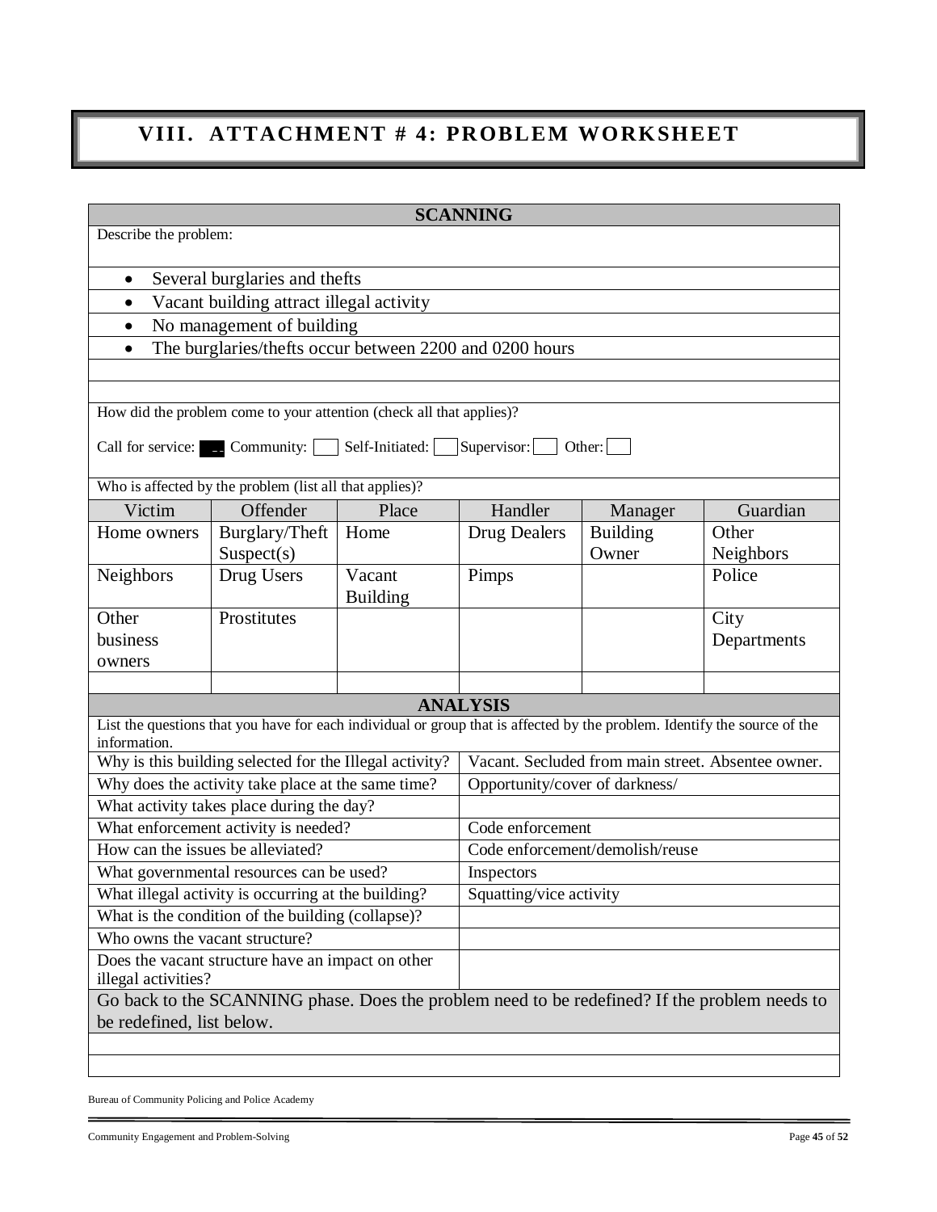# VIII. ATTACHMENT # 4: PROBLEM WORKSHEET

| SCANNING | | | | | |
|---|---|---|---|---|---|
| Describe the problem: | | | | | |
| • Several burglaries and thefts | | | | | |
| • Vacant building attract illegal activity | | | | | |
| • No management of building | | | | | |
| • The burglaries/thefts occur between 2200 and 0200 hours | | | | | |
| | | | | | |
| | | | | | |
| How did the problem come to your attention (check all that applies)? Call for service: ■ Community: ☐ Self-Initiated: ☐ Supervisor: ☐ Other: ☐ | | | | | |
| Who is affected by the problem (list all that applies)? | | | | | |
| Victim | Offender | Place | Handler | Manager | Guardian |
| Home owners | Burglary/Theft Suspect(s) | Home | Drug Dealers | Building Owner | Other Neighbors |
| Neighbors | Drug Users | Vacant Building | Pimps | | Police |
| Other business owners | Prostitutes | | | | City Departments |
| | | | | | |

| ANALYSIS | |
|---|---|
| List the questions that you have for each individual or group that is affected by the problem. Identify the source of the information. | |
| Why is this building selected for the Illegal activity? | Vacant. Secluded from main street. Absentee owner. |
| Why does the activity take place at the same time? | Opportunity/cover of darkness/ |
| What activity takes place during the day? | |
| What enforcement activity is needed? | Code enforcement |
| How can the issues be alleviated? | Code enforcement/demolish/reuse |
| What governmental resources can be used? | Inspectors |
| What illegal activity is occurring at the building? | Squatting/vice activity |
| What is the condition of the building (collapse)? | |
| Who owns the vacant structure? | |
| Does the vacant structure have an impact on other illegal activities? | |
| Go back to the SCANNING phase. Does the problem need to be redefined? If the problem needs to be redefined, list below. | |
| | |
| | |

Bureau of Community Policing and Police Academy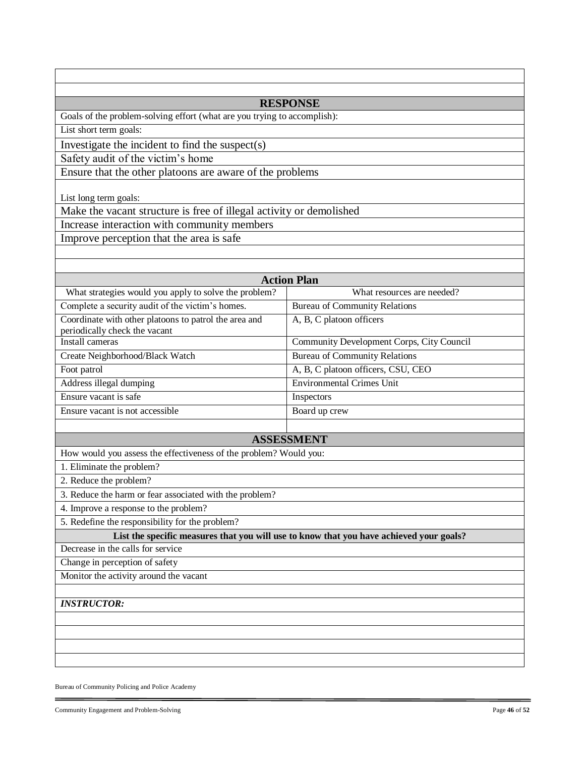## RESPONSE

Goals of the problem-solving effort (what are you trying to accomplish):

List short term goals:

- Investigate the incident to find the suspect(s)
- Safety audit of the victim's home
- Ensure that the other platoons are aware of the problems

List long term goals:

- Make the vacant structure is free of illegal activity or demolished
- Increase interaction with community members
- Improve perception that the area is safe

## Action Plan

| What strategies would you apply to solve the problem? | What resources are needed? |
|---|---|
| Complete a security audit of the victim's homes. | Bureau of Community Relations |
| Coordinate with other platoons to patrol the area and periodically check the vacant | A, B, C platoon officers |
| Install cameras | Community Development Corps, City Council |
| Create Neighborhood/Black Watch | Bureau of Community Relations |
| Foot patrol | A, B, C platoon officers, CSU, CEO |
| Address illegal dumping | Environmental Crimes Unit |
| Ensure vacant is safe | Inspectors |
| Ensure vacant is not accessible | Board up crew |

## ASSESSMENT

How would you assess the effectiveness of the problem? Would you:

1. Eliminate the problem?
2. Reduce the problem?
3. Reduce the harm or fear associated with the problem?
4. Improve a response to the problem?
5. Redefine the responsibility for the problem?

**List the specific measures that you will use to know that you have achieved your goals?**

- Decrease in the calls for service
- Change in perception of safety
- Monitor the activity around the vacant

***INSTRUCTOR:***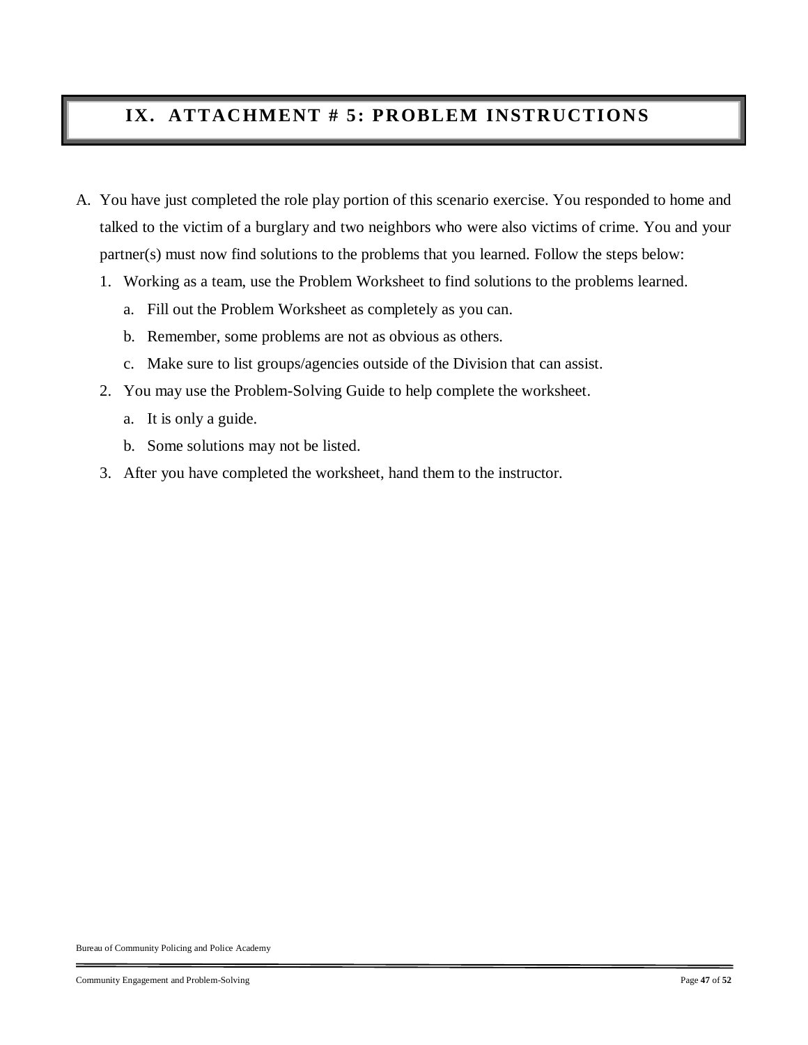# IX. ATTACHMENT # 5: PROBLEM INSTRUCTIONS

A. You have just completed the role play portion of this scenario exercise. You responded to home and talked to the victim of a burglary and two neighbors who were also victims of crime. You and your partner(s) must now find solutions to the problems that you learned. Follow the steps below:

   1. Working as a team, use the Problem Worksheet to find solutions to the problems learned.
      a. Fill out the Problem Worksheet as completely as you can.
      b. Remember, some problems are not as obvious as others.
      c. Make sure to list groups/agencies outside of the Division that can assist.
   2. You may use the Problem-Solving Guide to help complete the worksheet.
      a. It is only a guide.
      b. Some solutions may not be listed.
   3. After you have completed the worksheet, hand them to the instructor.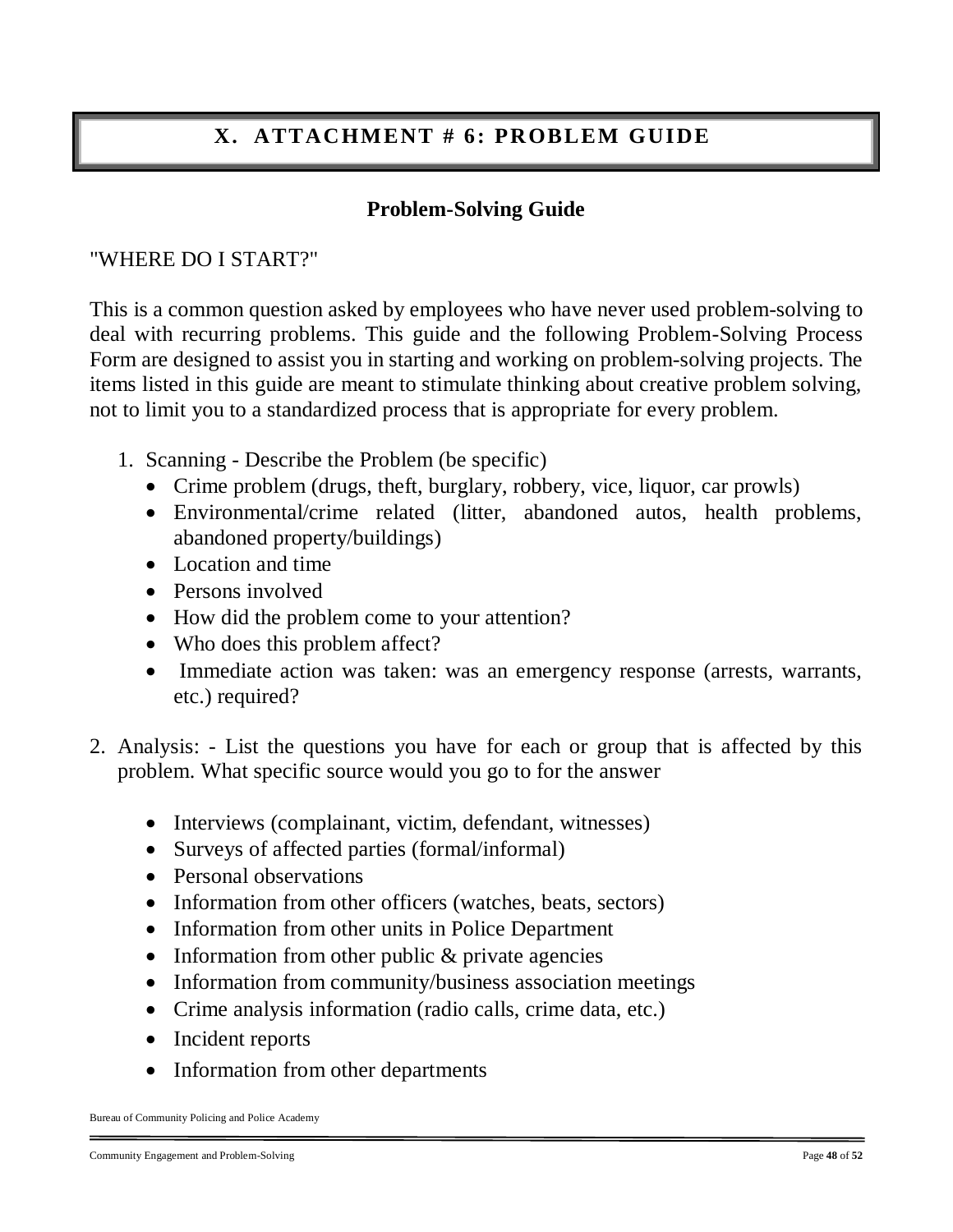# X. ATTACHMENT # 6: PROBLEM GUIDE

## Problem-Solving Guide

"WHERE DO I START?"

This is a common question asked by employees who have never used problem-solving to deal with recurring problems. This guide and the following Problem-Solving Process Form are designed to assist you in starting and working on problem-solving projects. The items listed in this guide are meant to stimulate thinking about creative problem solving, not to limit you to a standardized process that is appropriate for every problem.

1. Scanning - Describe the Problem (be specific)
   - Crime problem (drugs, theft, burglary, robbery, vice, liquor, car prowls)
   - Environmental/crime related (litter, abandoned autos, health problems, abandoned property/buildings)
   - Location and time
   - Persons involved
   - How did the problem come to your attention?
   - Who does this problem affect?
   - Immediate action was taken: was an emergency response (arrests, warrants, etc.) required?

2. Analysis: - List the questions you have for each or group that is affected by this problem. What specific source would you go to for the answer

   - Interviews (complainant, victim, defendant, witnesses)
   - Surveys of affected parties (formal/informal)
   - Personal observations
   - Information from other officers (watches, beats, sectors)
   - Information from other units in Police Department
   - Information from other public & private agencies
   - Information from community/business association meetings
   - Crime analysis information (radio calls, crime data, etc.)
   - Incident reports
   - Information from other departments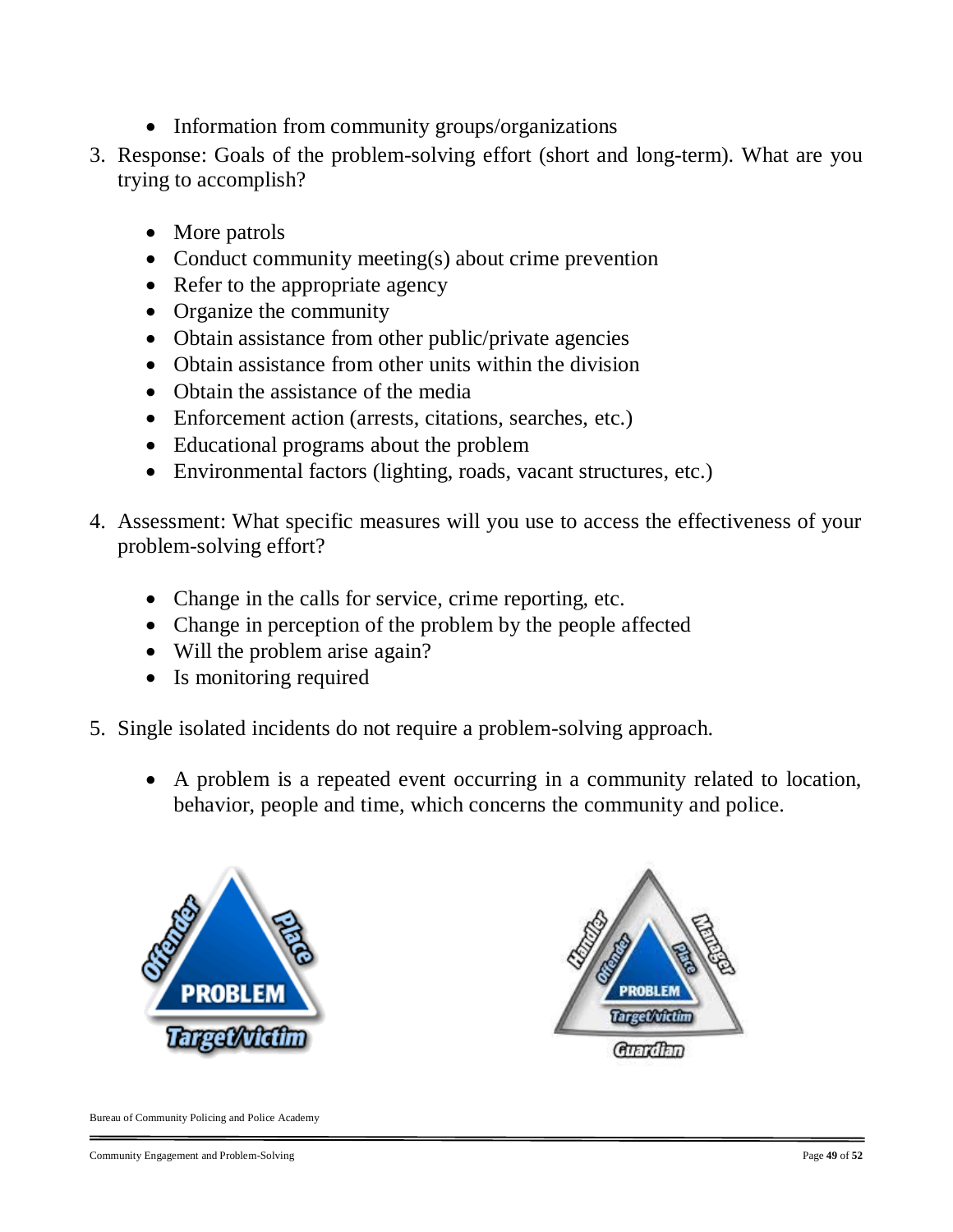- Information from community groups/organizations

3. Response: Goals of the problem-solving effort (short and long-term). What are you trying to accomplish?

    - More patrols
    - Conduct community meeting(s) about crime prevention
    - Refer to the appropriate agency
    - Organize the community
    - Obtain assistance from other public/private agencies
    - Obtain assistance from other units within the division
    - Obtain the assistance of the media
    - Enforcement action (arrests, citations, searches, etc.)
    - Educational programs about the problem
    - Environmental factors (lighting, roads, vacant structures, etc.)

4. Assessment: What specific measures will you use to access the effectiveness of your problem-solving effort?

    - Change in the calls for service, crime reporting, etc.
    - Change in perception of the problem by the people affected
    - Will the problem arise again?
    - Is monitoring required

5. Single isolated incidents do not require a problem-solving approach.

    - A problem is a repeated event occurring in a community related to location, behavior, people and time, which concerns the community and police.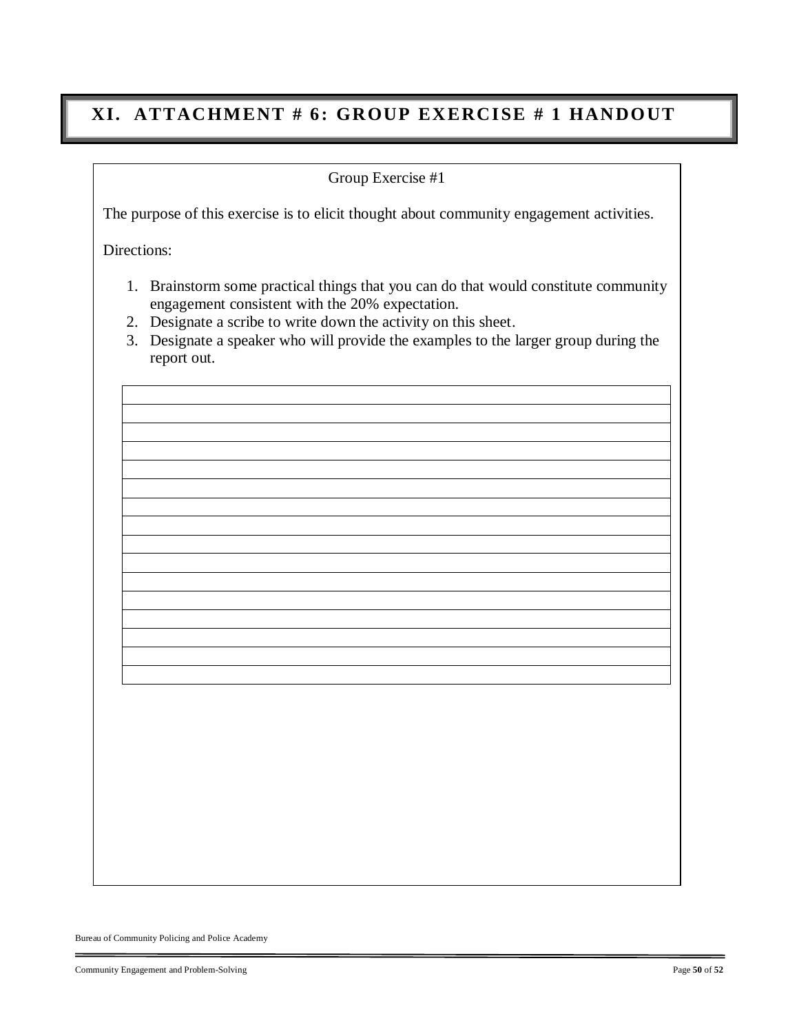# XI. ATTACHMENT # 6: GROUP EXERCISE # 1 HANDOUT

Group Exercise #1

The purpose of this exercise is to elicit thought about community engagement activities.

Directions:

1. Brainstorm some practical things that you can do that would constitute community engagement consistent with the 20% expectation.
2. Designate a scribe to write down the activity on this sheet.
3. Designate a speaker who will provide the examples to the larger group during the report out.

| |
|---|
| |
| |
| |
| |
| |
| |
| |
| |
| |
| |
| |
| |
| |
| |
| |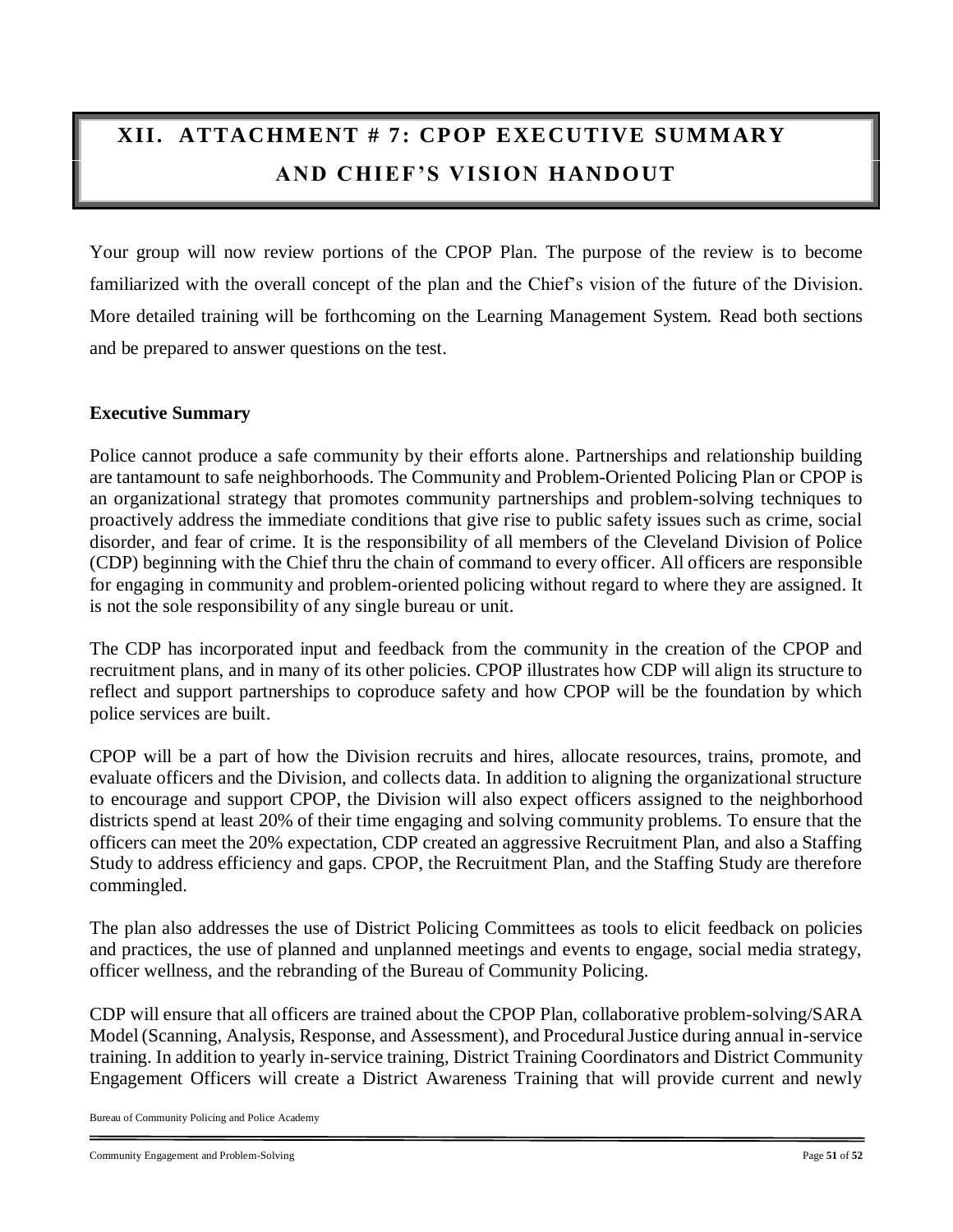# XII. ATTACHMENT # 7: CPOP EXECUTIVE SUMMARY AND CHIEF'S VISION HANDOUT

Your group will now review portions of the CPOP Plan. The purpose of the review is to become familiarized with the overall concept of the plan and the Chief's vision of the future of the Division. More detailed training will be forthcoming on the Learning Management System. Read both sections and be prepared to answer questions on the test.

**Executive Summary**

Police cannot produce a safe community by their efforts alone. Partnerships and relationship building are tantamount to safe neighborhoods. The Community and Problem-Oriented Policing Plan or CPOP is an organizational strategy that promotes community partnerships and problem-solving techniques to proactively address the immediate conditions that give rise to public safety issues such as crime, social disorder, and fear of crime. It is the responsibility of all members of the Cleveland Division of Police (CDP) beginning with the Chief thru the chain of command to every officer. All officers are responsible for engaging in community and problem-oriented policing without regard to where they are assigned. It is not the sole responsibility of any single bureau or unit.

The CDP has incorporated input and feedback from the community in the creation of the CPOP and recruitment plans, and in many of its other policies. CPOP illustrates how CDP will align its structure to reflect and support partnerships to coproduce safety and how CPOP will be the foundation by which police services are built.

CPOP will be a part of how the Division recruits and hires, allocate resources, trains, promote, and evaluate officers and the Division, and collects data. In addition to aligning the organizational structure to encourage and support CPOP, the Division will also expect officers assigned to the neighborhood districts spend at least 20% of their time engaging and solving community problems. To ensure that the officers can meet the 20% expectation, CDP created an aggressive Recruitment Plan, and also a Staffing Study to address efficiency and gaps. CPOP, the Recruitment Plan, and the Staffing Study are therefore commingled.

The plan also addresses the use of District Policing Committees as tools to elicit feedback on policies and practices, the use of planned and unplanned meetings and events to engage, social media strategy, officer wellness, and the rebranding of the Bureau of Community Policing.

CDP will ensure that all officers are trained about the CPOP Plan, collaborative problem-solving/SARA Model (Scanning, Analysis, Response, and Assessment), and Procedural Justice during annual in-service training. In addition to yearly in-service training, District Training Coordinators and District Community Engagement Officers will create a District Awareness Training that will provide current and newly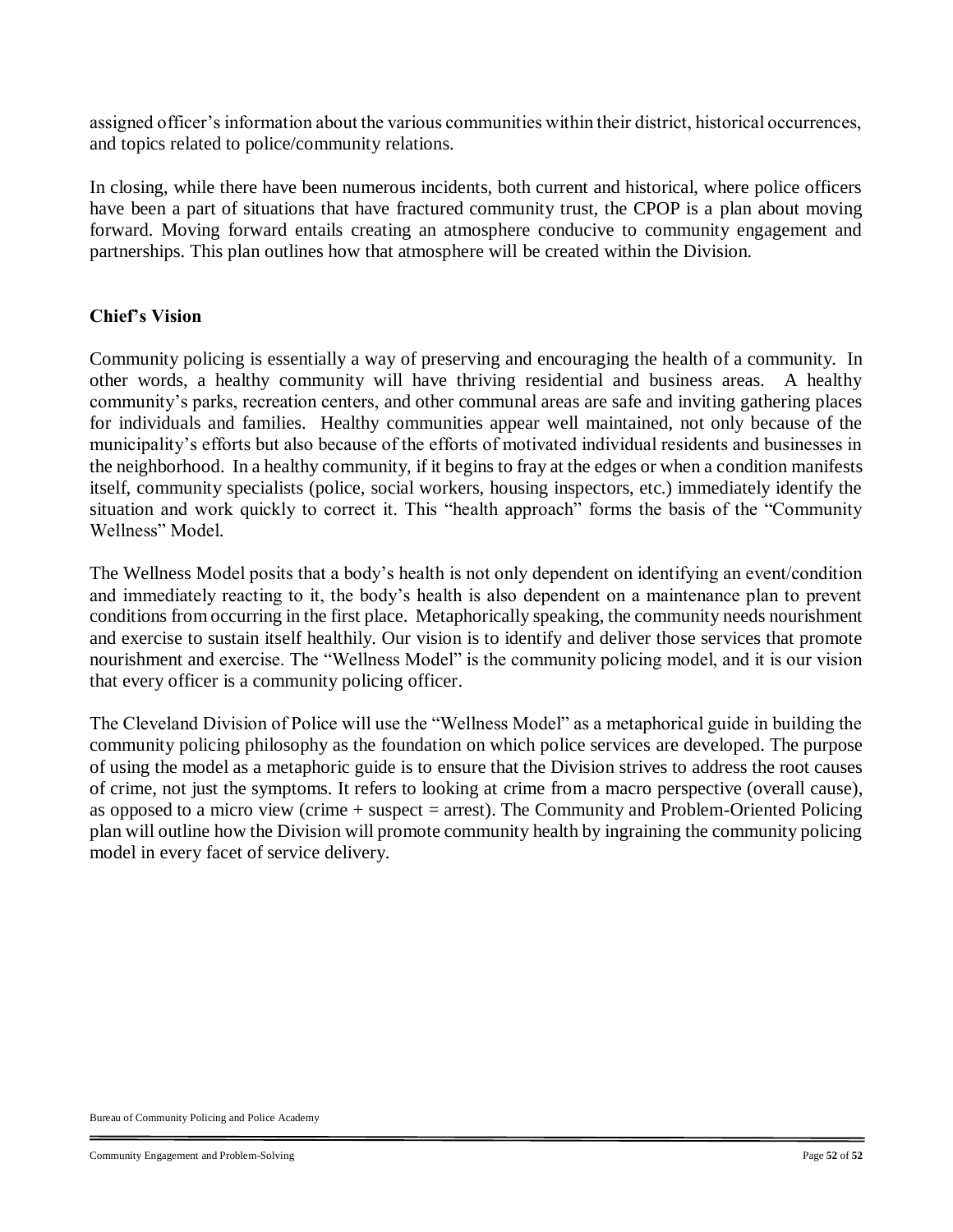assigned officer's information about the various communities within their district, historical occurrences, and topics related to police/community relations.

In closing, while there have been numerous incidents, both current and historical, where police officers have been a part of situations that have fractured community trust, the CPOP is a plan about moving forward. Moving forward entails creating an atmosphere conducive to community engagement and partnerships. This plan outlines how that atmosphere will be created within the Division.

## Chief's Vision

Community policing is essentially a way of preserving and encouraging the health of a community. In other words, a healthy community will have thriving residential and business areas. A healthy community's parks, recreation centers, and other communal areas are safe and inviting gathering places for individuals and families. Healthy communities appear well maintained, not only because of the municipality's efforts but also because of the efforts of motivated individual residents and businesses in the neighborhood. In a healthy community, if it begins to fray at the edges or when a condition manifests itself, community specialists (police, social workers, housing inspectors, etc.) immediately identify the situation and work quickly to correct it. This "health approach" forms the basis of the "Community Wellness" Model.

The Wellness Model posits that a body's health is not only dependent on identifying an event/condition and immediately reacting to it, the body's health is also dependent on a maintenance plan to prevent conditions from occurring in the first place. Metaphorically speaking, the community needs nourishment and exercise to sustain itself healthily. Our vision is to identify and deliver those services that promote nourishment and exercise. The "Wellness Model" is the community policing model, and it is our vision that every officer is a community policing officer.

The Cleveland Division of Police will use the "Wellness Model" as a metaphorical guide in building the community policing philosophy as the foundation on which police services are developed. The purpose of using the model as a metaphoric guide is to ensure that the Division strives to address the root causes of crime, not just the symptoms. It refers to looking at crime from a macro perspective (overall cause), as opposed to a micro view (crime + suspect = arrest). The Community and Problem-Oriented Policing plan will outline how the Division will promote community health by ingraining the community policing model in every facet of service delivery.